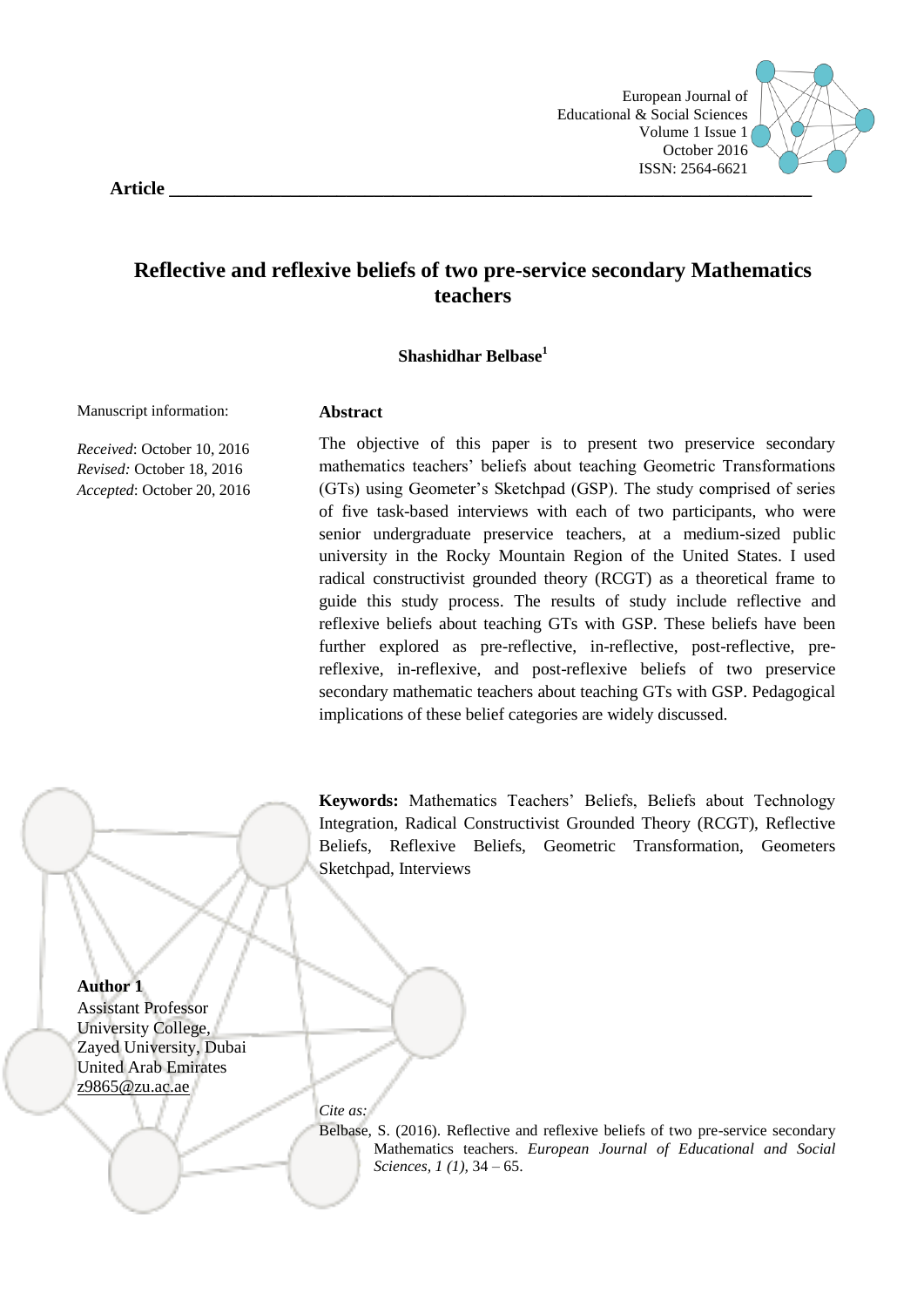European Journal of Educational & Social Sciences
Volume 1 Issue 1
October 2016
ISSN: 2564-6621

**Article**

# Reflective and reflexive beliefs of two pre-service secondary Mathematics teachers

**Shashidhar Belbase[1]**

Manuscript information:

*Received*: October 10, 2016
*Revised:* October 18, 2016
*Accepted*: October 20, 2016

## Abstract

The objective of this paper is to present two preservice secondary mathematics teachers' beliefs about teaching Geometric Transformations (GTs) using Geometer's Sketchpad (GSP). The study comprised of series of five task-based interviews with each of two participants, who were senior undergraduate preservice teachers, at a medium-sized public university in the Rocky Mountain Region of the United States. I used radical constructivist grounded theory (RCGT) as a theoretical frame to guide this study process. The results of study include reflective and reflexive beliefs about teaching GTs with GSP. These beliefs have been further explored as pre-reflective, in-reflective, post-reflective, pre-reflexive, in-reflexive, and post-reflexive beliefs of two preservice secondary mathematic teachers about teaching GTs with GSP. Pedagogical implications of these belief categories are widely discussed.

**Keywords:** Mathematics Teachers' Beliefs, Beliefs about Technology Integration, Radical Constructivist Grounded Theory (RCGT), Reflective Beliefs, Reflexive Beliefs, Geometric Transformation, Geometers Sketchpad, Interviews

**Author 1**
Assistant Professor
University College,
Zayed University, Dubai
United Arab Emirates
z9865@zu.ac.ae

*Cite as:*
Belbase, S. (2016). Reflective and reflexive beliefs of two pre-service secondary Mathematics teachers. *European Journal of Educational and Social Sciences, 1 (1),* 34 – 65.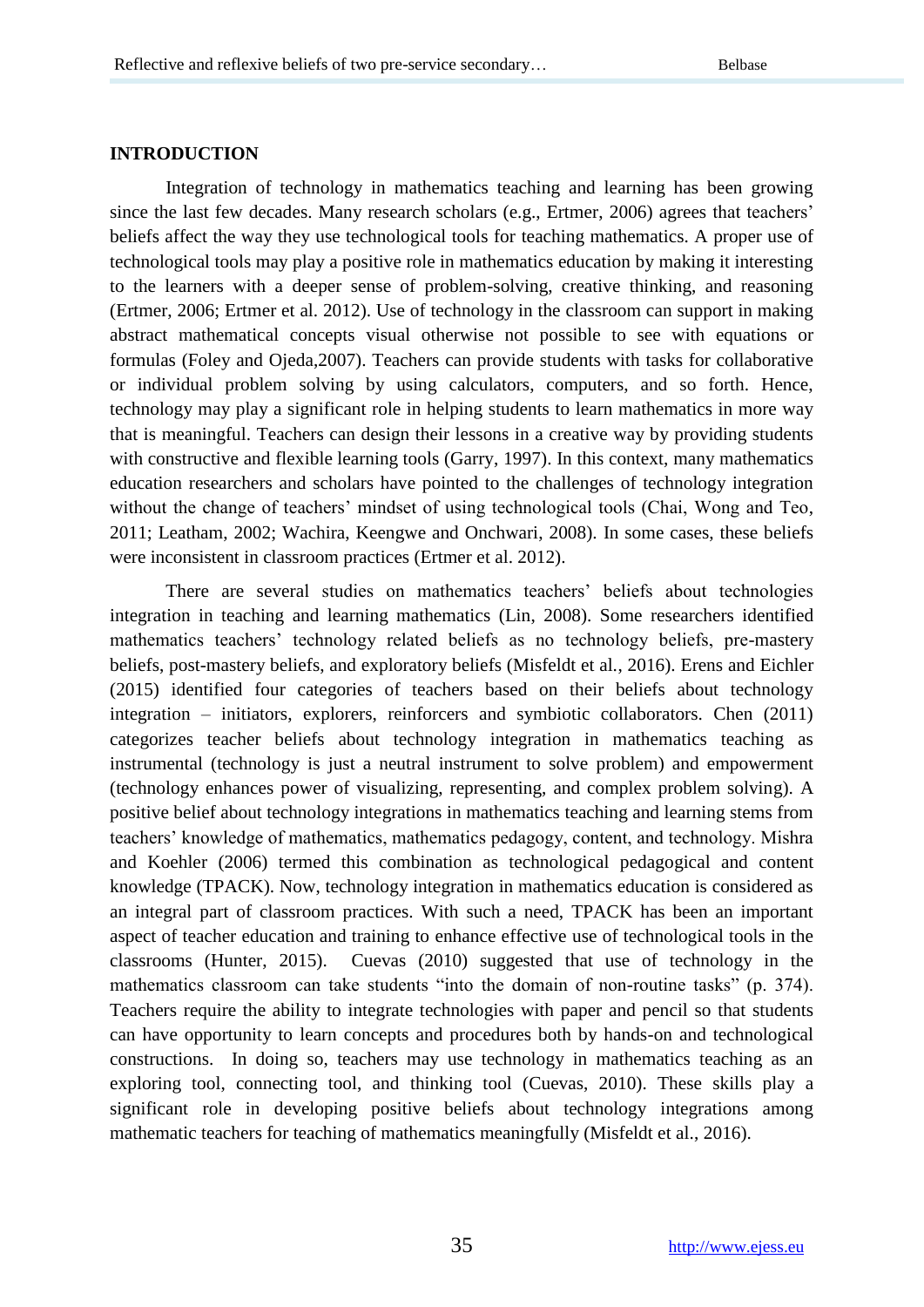## INTRODUCTION

Integration of technology in mathematics teaching and learning has been growing since the last few decades. Many research scholars (e.g., Ertmer, 2006) agrees that teachers' beliefs affect the way they use technological tools for teaching mathematics. A proper use of technological tools may play a positive role in mathematics education by making it interesting to the learners with a deeper sense of problem-solving, creative thinking, and reasoning (Ertmer, 2006; Ertmer et al. 2012). Use of technology in the classroom can support in making abstract mathematical concepts visual otherwise not possible to see with equations or formulas (Foley and Ojeda,2007). Teachers can provide students with tasks for collaborative or individual problem solving by using calculators, computers, and so forth. Hence, technology may play a significant role in helping students to learn mathematics in more way that is meaningful. Teachers can design their lessons in a creative way by providing students with constructive and flexible learning tools (Garry, 1997). In this context, many mathematics education researchers and scholars have pointed to the challenges of technology integration without the change of teachers' mindset of using technological tools (Chai, Wong and Teo, 2011; Leatham, 2002; Wachira, Keengwe and Onchwari, 2008). In some cases, these beliefs were inconsistent in classroom practices (Ertmer et al. 2012).

There are several studies on mathematics teachers' beliefs about technologies integration in teaching and learning mathematics (Lin, 2008). Some researchers identified mathematics teachers' technology related beliefs as no technology beliefs, pre-mastery beliefs, post-mastery beliefs, and exploratory beliefs (Misfeldt et al., 2016). Erens and Eichler (2015) identified four categories of teachers based on their beliefs about technology integration – initiators, explorers, reinforcers and symbiotic collaborators. Chen (2011) categorizes teacher beliefs about technology integration in mathematics teaching as instrumental (technology is just a neutral instrument to solve problem) and empowerment (technology enhances power of visualizing, representing, and complex problem solving). A positive belief about technology integrations in mathematics teaching and learning stems from teachers' knowledge of mathematics, mathematics pedagogy, content, and technology. Mishra and Koehler (2006) termed this combination as technological pedagogical and content knowledge (TPACK). Now, technology integration in mathematics education is considered as an integral part of classroom practices. With such a need, TPACK has been an important aspect of teacher education and training to enhance effective use of technological tools in the classrooms (Hunter, 2015). Cuevas (2010) suggested that use of technology in the mathematics classroom can take students "into the domain of non-routine tasks" (p. 374). Teachers require the ability to integrate technologies with paper and pencil so that students can have opportunity to learn concepts and procedures both by hands-on and technological constructions. In doing so, teachers may use technology in mathematics teaching as an exploring tool, connecting tool, and thinking tool (Cuevas, 2010). These skills play a significant role in developing positive beliefs about technology integrations among mathematic teachers for teaching of mathematics meaningfully (Misfeldt et al., 2016).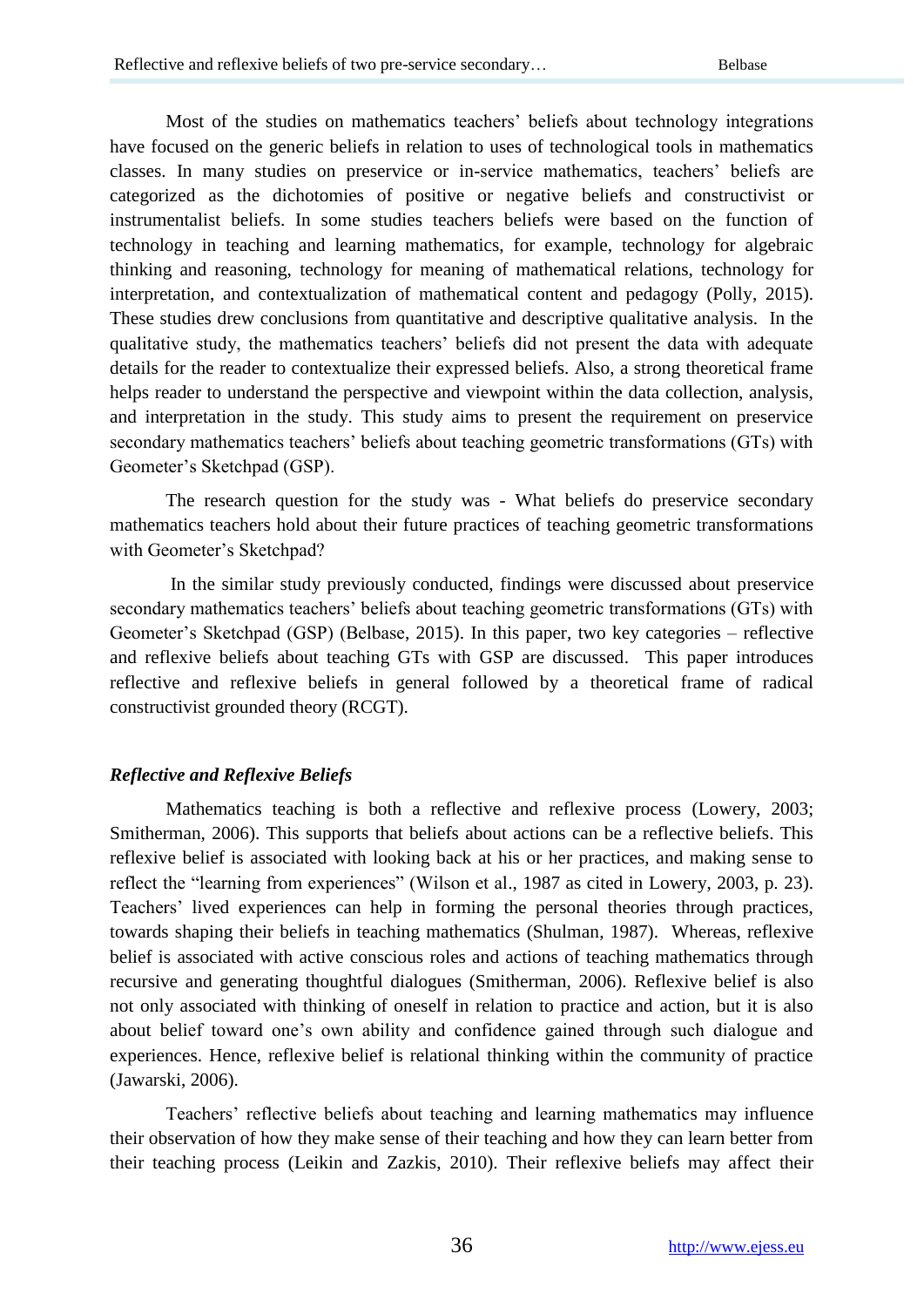Most of the studies on mathematics teachers' beliefs about technology integrations have focused on the generic beliefs in relation to uses of technological tools in mathematics classes. In many studies on preservice or in-service mathematics, teachers' beliefs are categorized as the dichotomies of positive or negative beliefs and constructivist or instrumentalist beliefs. In some studies teachers beliefs were based on the function of technology in teaching and learning mathematics, for example, technology for algebraic thinking and reasoning, technology for meaning of mathematical relations, technology for interpretation, and contextualization of mathematical content and pedagogy (Polly, 2015). These studies drew conclusions from quantitative and descriptive qualitative analysis. In the qualitative study, the mathematics teachers' beliefs did not present the data with adequate details for the reader to contextualize their expressed beliefs. Also, a strong theoretical frame helps reader to understand the perspective and viewpoint within the data collection, analysis, and interpretation in the study. This study aims to present the requirement on preservice secondary mathematics teachers' beliefs about teaching geometric transformations (GTs) with Geometer's Sketchpad (GSP).

The research question for the study was - What beliefs do preservice secondary mathematics teachers hold about their future practices of teaching geometric transformations with Geometer's Sketchpad?

In the similar study previously conducted, findings were discussed about preservice secondary mathematics teachers' beliefs about teaching geometric transformations (GTs) with Geometer's Sketchpad (GSP) (Belbase, 2015). In this paper, two key categories – reflective and reflexive beliefs about teaching GTs with GSP are discussed. This paper introduces reflective and reflexive beliefs in general followed by a theoretical frame of radical constructivist grounded theory (RCGT).

### *Reflective and Reflexive Beliefs*

Mathematics teaching is both a reflective and reflexive process (Lowery, 2003; Smitherman, 2006). This supports that beliefs about actions can be a reflective beliefs. This reflexive belief is associated with looking back at his or her practices, and making sense to reflect the "learning from experiences" (Wilson et al., 1987 as cited in Lowery, 2003, p. 23). Teachers' lived experiences can help in forming the personal theories through practices, towards shaping their beliefs in teaching mathematics (Shulman, 1987). Whereas, reflexive belief is associated with active conscious roles and actions of teaching mathematics through recursive and generating thoughtful dialogues (Smitherman, 2006). Reflexive belief is also not only associated with thinking of oneself in relation to practice and action, but it is also about belief toward one's own ability and confidence gained through such dialogue and experiences. Hence, reflexive belief is relational thinking within the community of practice (Jawarski, 2006).

Teachers' reflective beliefs about teaching and learning mathematics may influence their observation of how they make sense of their teaching and how they can learn better from their teaching process (Leikin and Zazkis, 2010). Their reflexive beliefs may affect their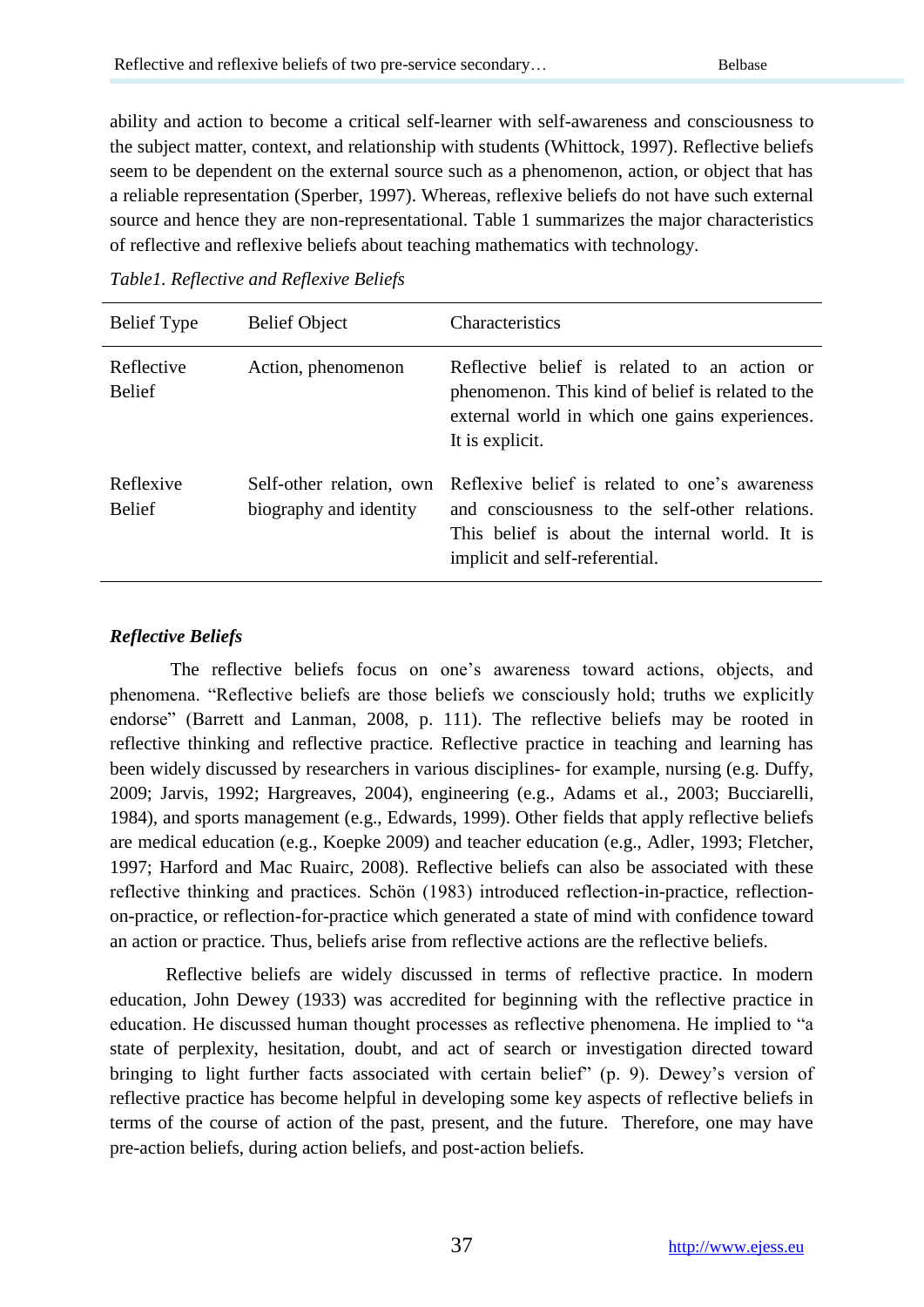ability and action to become a critical self-learner with self-awareness and consciousness to the subject matter, context, and relationship with students (Whittock, 1997). Reflective beliefs seem to be dependent on the external source such as a phenomenon, action, or object that has a reliable representation (Sperber, 1997). Whereas, reflexive beliefs do not have such external source and hence they are non-representational. Table 1 summarizes the major characteristics of reflective and reflexive beliefs about teaching mathematics with technology.

*Table1. Reflective and Reflexive Beliefs*

| Belief Type | Belief Object | Characteristics |
|---|---|---|
| Reflective Belief | Action, phenomenon | Reflective belief is related to an action or phenomenon. This kind of belief is related to the external world in which one gains experiences. It is explicit. |
| Reflexive Belief | Self-other relation, own biography and identity | Reflexive belief is related to one's awareness and consciousness to the self-other relations. This belief is about the internal world. It is implicit and self-referential. |

### *Reflective Beliefs*

The reflective beliefs focus on one's awareness toward actions, objects, and phenomena. "Reflective beliefs are those beliefs we consciously hold; truths we explicitly endorse" (Barrett and Lanman, 2008, p. 111). The reflective beliefs may be rooted in reflective thinking and reflective practice. Reflective practice in teaching and learning has been widely discussed by researchers in various disciplines- for example, nursing (e.g. Duffy, 2009; Jarvis, 1992; Hargreaves, 2004), engineering (e.g., Adams et al., 2003; Bucciarelli, 1984), and sports management (e.g., Edwards, 1999). Other fields that apply reflective beliefs are medical education (e.g., Koepke 2009) and teacher education (e.g., Adler, 1993; Fletcher, 1997; Harford and Mac Ruairc, 2008). Reflective beliefs can also be associated with these reflective thinking and practices. Schön (1983) introduced reflection-in-practice, reflection-on-practice, or reflection-for-practice which generated a state of mind with confidence toward an action or practice. Thus, beliefs arise from reflective actions are the reflective beliefs.

Reflective beliefs are widely discussed in terms of reflective practice. In modern education, John Dewey (1933) was accredited for beginning with the reflective practice in education. He discussed human thought processes as reflective phenomena. He implied to "a state of perplexity, hesitation, doubt, and act of search or investigation directed toward bringing to light further facts associated with certain belief" (p. 9). Dewey's version of reflective practice has become helpful in developing some key aspects of reflective beliefs in terms of the course of action of the past, present, and the future. Therefore, one may have pre-action beliefs, during action beliefs, and post-action beliefs.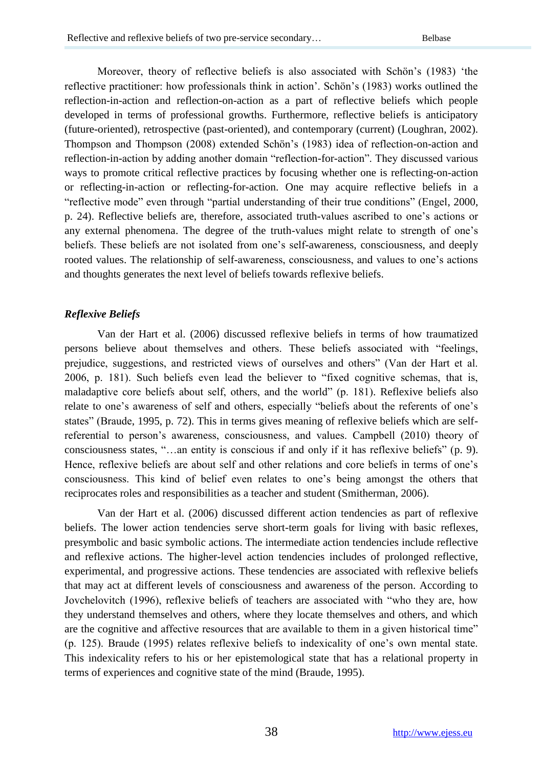Moreover, theory of reflective beliefs is also associated with Schön's (1983) 'the reflective practitioner: how professionals think in action'. Schön's (1983) works outlined the reflection-in-action and reflection-on-action as a part of reflective beliefs which people developed in terms of professional growths. Furthermore, reflective beliefs is anticipatory (future-oriented), retrospective (past-oriented), and contemporary (current) (Loughran, 2002). Thompson and Thompson (2008) extended Schön's (1983) idea of reflection-on-action and reflection-in-action by adding another domain "reflection-for-action". They discussed various ways to promote critical reflective practices by focusing whether one is reflecting-on-action or reflecting-in-action or reflecting-for-action. One may acquire reflective beliefs in a "reflective mode" even through "partial understanding of their true conditions" (Engel, 2000, p. 24). Reflective beliefs are, therefore, associated truth-values ascribed to one's actions or any external phenomena. The degree of the truth-values might relate to strength of one's beliefs. These beliefs are not isolated from one's self-awareness, consciousness, and deeply rooted values. The relationship of self-awareness, consciousness, and values to one's actions and thoughts generates the next level of beliefs towards reflexive beliefs.

### *Reflexive Beliefs*

Van der Hart et al. (2006) discussed reflexive beliefs in terms of how traumatized persons believe about themselves and others. These beliefs associated with "feelings, prejudice, suggestions, and restricted views of ourselves and others" (Van der Hart et al. 2006, p. 181). Such beliefs even lead the believer to "fixed cognitive schemas, that is, maladaptive core beliefs about self, others, and the world" (p. 181). Reflexive beliefs also relate to one's awareness of self and others, especially "beliefs about the referents of one's states" (Braude, 1995, p. 72). This in terms gives meaning of reflexive beliefs which are self-referential to person's awareness, consciousness, and values. Campbell (2010) theory of consciousness states, "…an entity is conscious if and only if it has reflexive beliefs" (p. 9). Hence, reflexive beliefs are about self and other relations and core beliefs in terms of one's consciousness. This kind of belief even relates to one's being amongst the others that reciprocates roles and responsibilities as a teacher and student (Smitherman, 2006).

Van der Hart et al. (2006) discussed different action tendencies as part of reflexive beliefs. The lower action tendencies serve short-term goals for living with basic reflexes, presymbolic and basic symbolic actions. The intermediate action tendencies include reflective and reflexive actions. The higher-level action tendencies includes of prolonged reflective, experimental, and progressive actions. These tendencies are associated with reflexive beliefs that may act at different levels of consciousness and awareness of the person. According to Jovchelovitch (1996), reflexive beliefs of teachers are associated with "who they are, how they understand themselves and others, where they locate themselves and others, and which are the cognitive and affective resources that are available to them in a given historical time" (p. 125). Braude (1995) relates reflexive beliefs to indexicality of one's own mental state. This indexicality refers to his or her epistemological state that has a relational property in terms of experiences and cognitive state of the mind (Braude, 1995).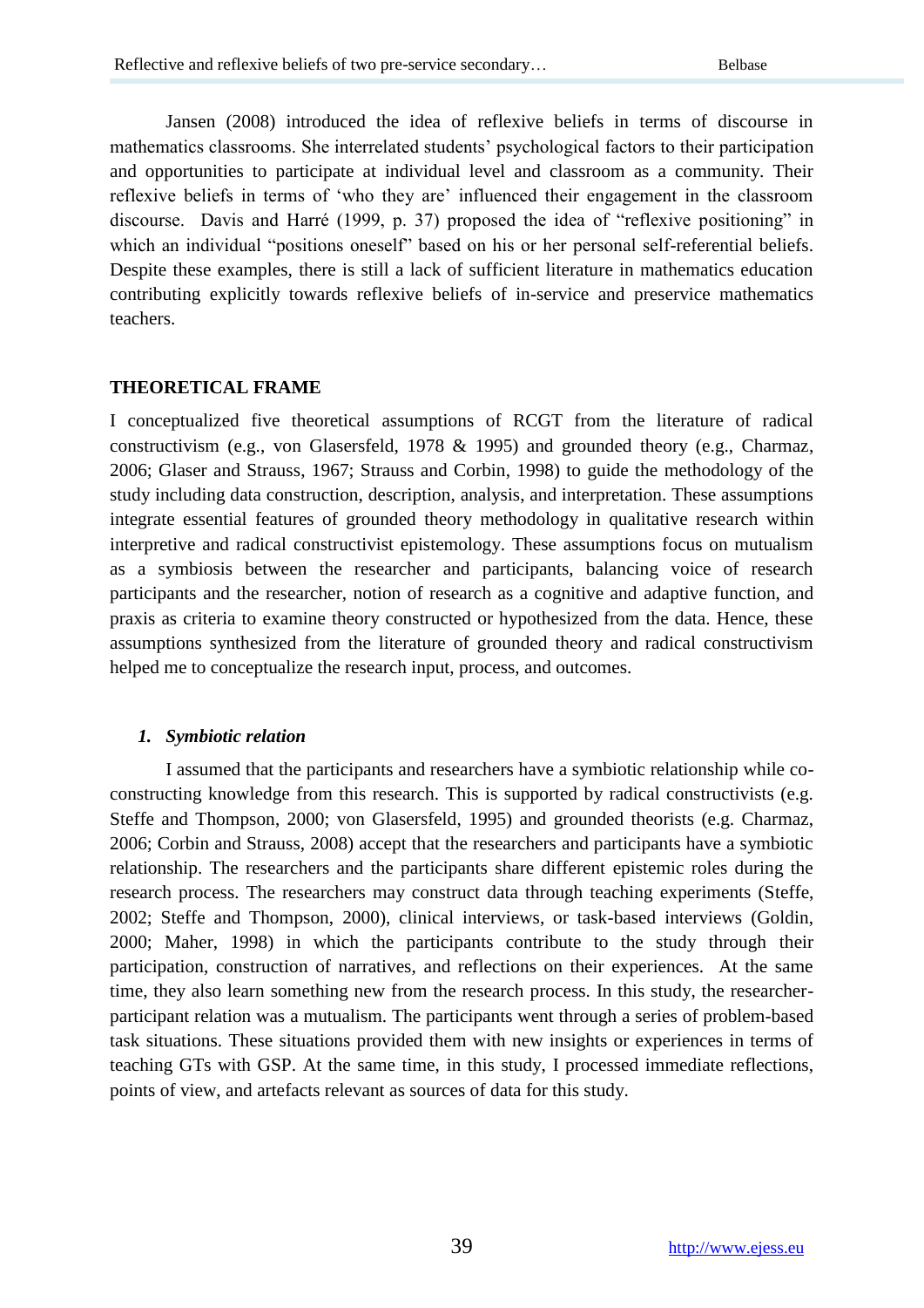Jansen (2008) introduced the idea of reflexive beliefs in terms of discourse in mathematics classrooms. She interrelated students' psychological factors to their participation and opportunities to participate at individual level and classroom as a community. Their reflexive beliefs in terms of 'who they are' influenced their engagement in the classroom discourse. Davis and Harré (1999, p. 37) proposed the idea of "reflexive positioning" in which an individual "positions oneself" based on his or her personal self-referential beliefs. Despite these examples, there is still a lack of sufficient literature in mathematics education contributing explicitly towards reflexive beliefs of in-service and preservice mathematics teachers.

## THEORETICAL FRAME

I conceptualized five theoretical assumptions of RCGT from the literature of radical constructivism (e.g., von Glasersfeld, 1978 & 1995) and grounded theory (e.g., Charmaz, 2006; Glaser and Strauss, 1967; Strauss and Corbin, 1998) to guide the methodology of the study including data construction, description, analysis, and interpretation. These assumptions integrate essential features of grounded theory methodology in qualitative research within interpretive and radical constructivist epistemology. These assumptions focus on mutualism as a symbiosis between the researcher and participants, balancing voice of research participants and the researcher, notion of research as a cognitive and adaptive function, and praxis as criteria to examine theory constructed or hypothesized from the data. Hence, these assumptions synthesized from the literature of grounded theory and radical constructivism helped me to conceptualize the research input, process, and outcomes.

### *1. Symbiotic relation*

I assumed that the participants and researchers have a symbiotic relationship while co-constructing knowledge from this research. This is supported by radical constructivists (e.g. Steffe and Thompson, 2000; von Glasersfeld, 1995) and grounded theorists (e.g. Charmaz, 2006; Corbin and Strauss, 2008) accept that the researchers and participants have a symbiotic relationship. The researchers and the participants share different epistemic roles during the research process. The researchers may construct data through teaching experiments (Steffe, 2002; Steffe and Thompson, 2000), clinical interviews, or task-based interviews (Goldin, 2000; Maher, 1998) in which the participants contribute to the study through their participation, construction of narratives, and reflections on their experiences. At the same time, they also learn something new from the research process. In this study, the researcher-participant relation was a mutualism. The participants went through a series of problem-based task situations. These situations provided them with new insights or experiences in terms of teaching GTs with GSP. At the same time, in this study, I processed immediate reflections, points of view, and artefacts relevant as sources of data for this study.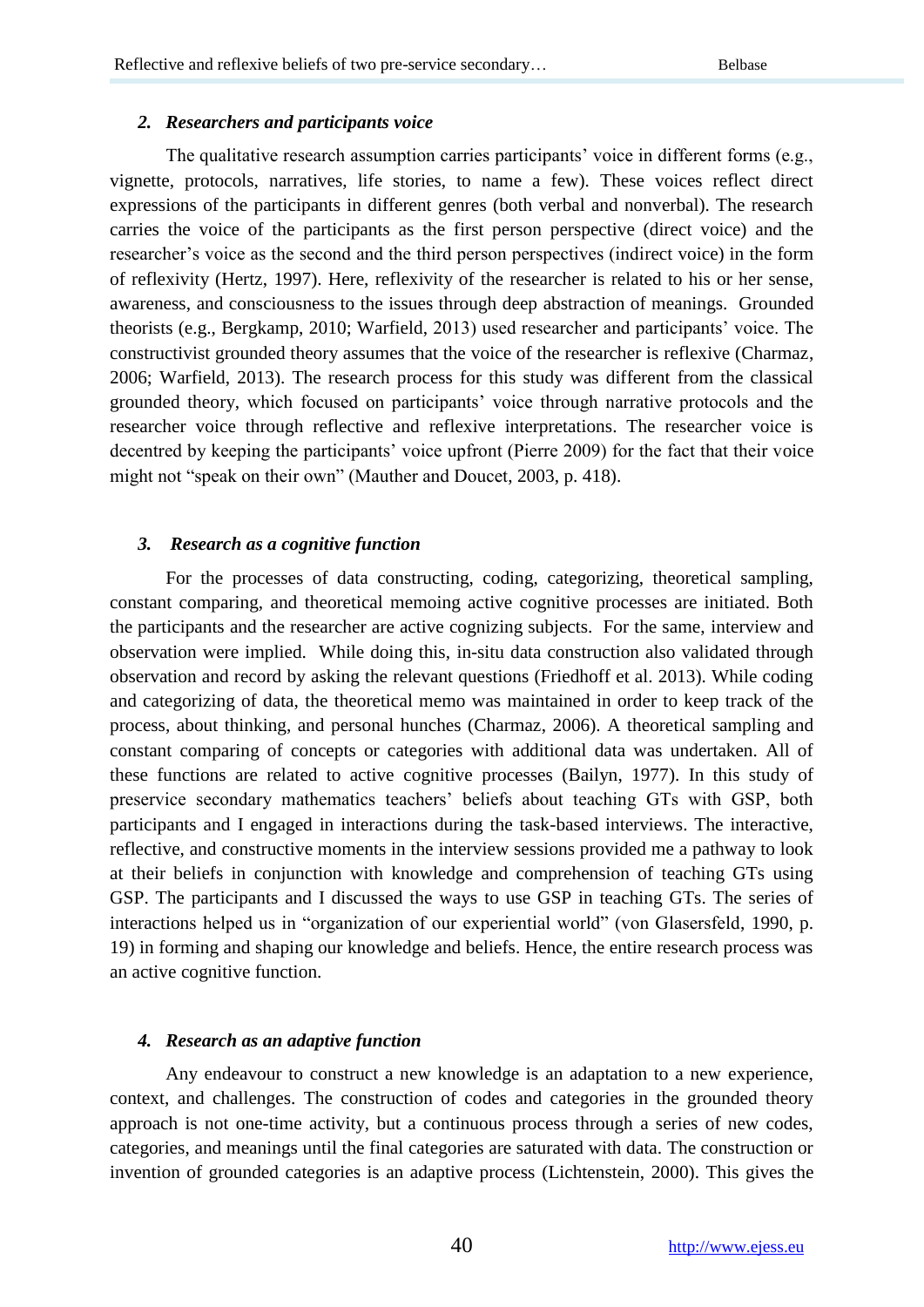### *2. Researchers and participants voice*

The qualitative research assumption carries participants' voice in different forms (e.g., vignette, protocols, narratives, life stories, to name a few). These voices reflect direct expressions of the participants in different genres (both verbal and nonverbal). The research carries the voice of the participants as the first person perspective (direct voice) and the researcher's voice as the second and the third person perspectives (indirect voice) in the form of reflexivity (Hertz, 1997). Here, reflexivity of the researcher is related to his or her sense, awareness, and consciousness to the issues through deep abstraction of meanings. Grounded theorists (e.g., Bergkamp, 2010; Warfield, 2013) used researcher and participants' voice. The constructivist grounded theory assumes that the voice of the researcher is reflexive (Charmaz, 2006; Warfield, 2013). The research process for this study was different from the classical grounded theory, which focused on participants' voice through narrative protocols and the researcher voice through reflective and reflexive interpretations. The researcher voice is decentred by keeping the participants' voice upfront (Pierre 2009) for the fact that their voice might not "speak on their own" (Mauther and Doucet, 2003, p. 418).

### *3. Research as a cognitive function*

For the processes of data constructing, coding, categorizing, theoretical sampling, constant comparing, and theoretical memoing active cognitive processes are initiated. Both the participants and the researcher are active cognizing subjects. For the same, interview and observation were implied. While doing this, in-situ data construction also validated through observation and record by asking the relevant questions (Friedhoff et al. 2013). While coding and categorizing of data, the theoretical memo was maintained in order to keep track of the process, about thinking, and personal hunches (Charmaz, 2006). A theoretical sampling and constant comparing of concepts or categories with additional data was undertaken. All of these functions are related to active cognitive processes (Bailyn, 1977). In this study of preservice secondary mathematics teachers' beliefs about teaching GTs with GSP, both participants and I engaged in interactions during the task-based interviews. The interactive, reflective, and constructive moments in the interview sessions provided me a pathway to look at their beliefs in conjunction with knowledge and comprehension of teaching GTs using GSP. The participants and I discussed the ways to use GSP in teaching GTs. The series of interactions helped us in "organization of our experiential world" (von Glasersfeld, 1990, p. 19) in forming and shaping our knowledge and beliefs. Hence, the entire research process was an active cognitive function.

### *4. Research as an adaptive function*

Any endeavour to construct a new knowledge is an adaptation to a new experience, context, and challenges. The construction of codes and categories in the grounded theory approach is not one-time activity, but a continuous process through a series of new codes, categories, and meanings until the final categories are saturated with data. The construction or invention of grounded categories is an adaptive process (Lichtenstein, 2000). This gives the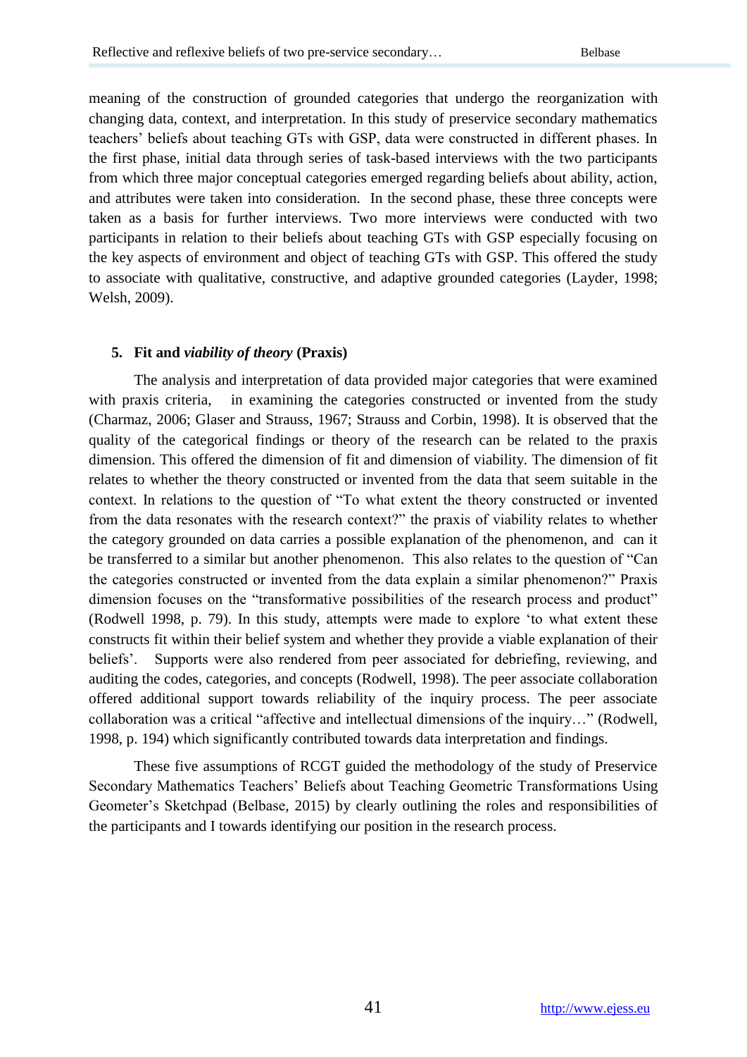meaning of the construction of grounded categories that undergo the reorganization with changing data, context, and interpretation. In this study of preservice secondary mathematics teachers' beliefs about teaching GTs with GSP, data were constructed in different phases. In the first phase, initial data through series of task-based interviews with the two participants from which three major conceptual categories emerged regarding beliefs about ability, action, and attributes were taken into consideration. In the second phase, these three concepts were taken as a basis for further interviews. Two more interviews were conducted with two participants in relation to their beliefs about teaching GTs with GSP especially focusing on the key aspects of environment and object of teaching GTs with GSP. This offered the study to associate with qualitative, constructive, and adaptive grounded categories (Layder, 1998; Welsh, 2009).

### 5. Fit and *viability of theory* (Praxis)

The analysis and interpretation of data provided major categories that were examined with praxis criteria, in examining the categories constructed or invented from the study (Charmaz, 2006; Glaser and Strauss, 1967; Strauss and Corbin, 1998). It is observed that the quality of the categorical findings or theory of the research can be related to the praxis dimension. This offered the dimension of fit and dimension of viability. The dimension of fit relates to whether the theory constructed or invented from the data that seem suitable in the context. In relations to the question of "To what extent the theory constructed or invented from the data resonates with the research context?" the praxis of viability relates to whether the category grounded on data carries a possible explanation of the phenomenon, and can it be transferred to a similar but another phenomenon. This also relates to the question of "Can the categories constructed or invented from the data explain a similar phenomenon?" Praxis dimension focuses on the "transformative possibilities of the research process and product" (Rodwell 1998, p. 79). In this study, attempts were made to explore 'to what extent these constructs fit within their belief system and whether they provide a viable explanation of their beliefs'. Supports were also rendered from peer associated for debriefing, reviewing, and auditing the codes, categories, and concepts (Rodwell, 1998). The peer associate collaboration offered additional support towards reliability of the inquiry process. The peer associate collaboration was a critical "affective and intellectual dimensions of the inquiry…" (Rodwell, 1998, p. 194) which significantly contributed towards data interpretation and findings.

These five assumptions of RCGT guided the methodology of the study of Preservice Secondary Mathematics Teachers' Beliefs about Teaching Geometric Transformations Using Geometer's Sketchpad (Belbase, 2015) by clearly outlining the roles and responsibilities of the participants and I towards identifying our position in the research process.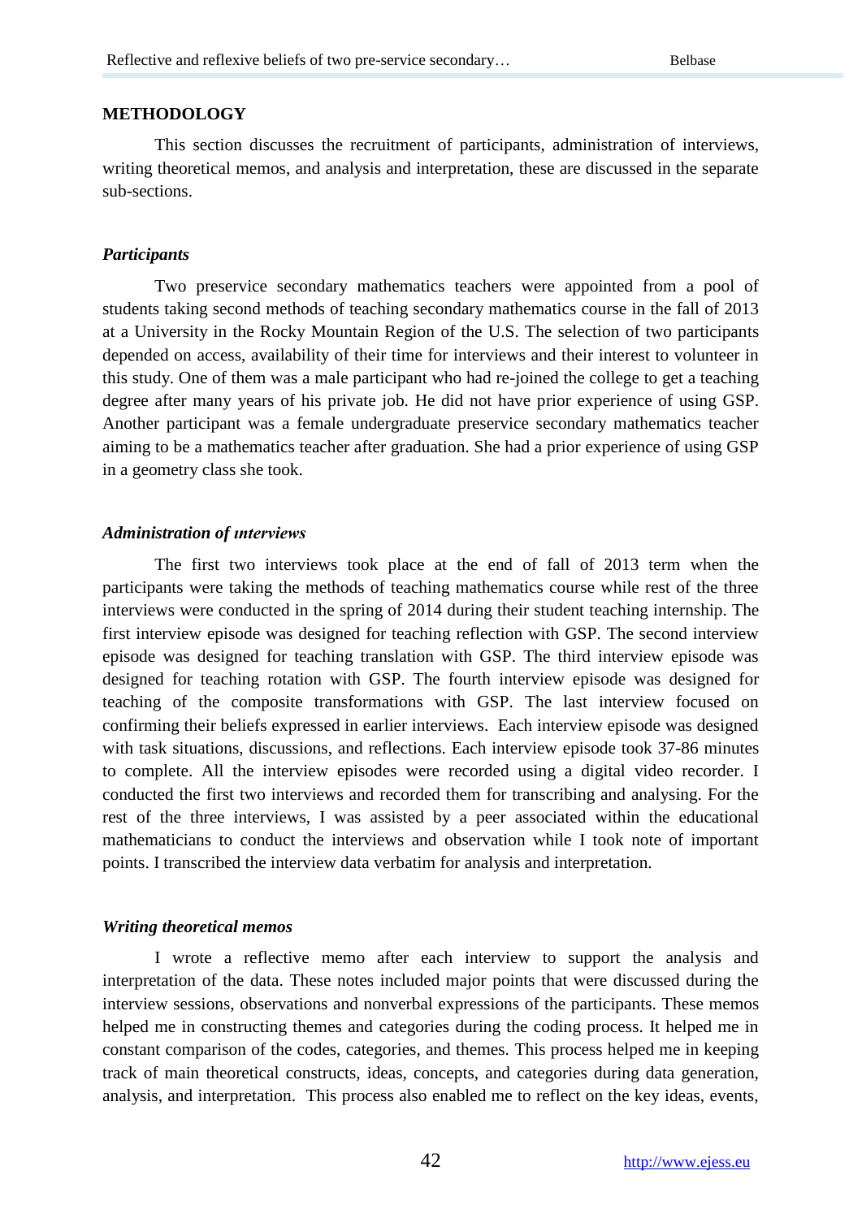## METHODOLOGY

This section discusses the recruitment of participants, administration of interviews, writing theoretical memos, and analysis and interpretation, these are discussed in the separate sub-sections.

### *Participants*

Two preservice secondary mathematics teachers were appointed from a pool of students taking second methods of teaching secondary mathematics course in the fall of 2013 at a University in the Rocky Mountain Region of the U.S. The selection of two participants depended on access, availability of their time for interviews and their interest to volunteer in this study. One of them was a male participant who had re-joined the college to get a teaching degree after many years of his private job. He did not have prior experience of using GSP. Another participant was a female undergraduate preservice secondary mathematics teacher aiming to be a mathematics teacher after graduation. She had a prior experience of using GSP in a geometry class she took.

### *Administration of ınterviews*

The first two interviews took place at the end of fall of 2013 term when the participants were taking the methods of teaching mathematics course while rest of the three interviews were conducted in the spring of 2014 during their student teaching internship. The first interview episode was designed for teaching reflection with GSP. The second interview episode was designed for teaching translation with GSP. The third interview episode was designed for teaching rotation with GSP. The fourth interview episode was designed for teaching of the composite transformations with GSP. The last interview focused on confirming their beliefs expressed in earlier interviews. Each interview episode was designed with task situations, discussions, and reflections. Each interview episode took 37-86 minutes to complete. All the interview episodes were recorded using a digital video recorder. I conducted the first two interviews and recorded them for transcribing and analysing. For the rest of the three interviews, I was assisted by a peer associated within the educational mathematicians to conduct the interviews and observation while I took note of important points. I transcribed the interview data verbatim for analysis and interpretation.

### *Writing theoretical memos*

I wrote a reflective memo after each interview to support the analysis and interpretation of the data. These notes included major points that were discussed during the interview sessions, observations and nonverbal expressions of the participants. These memos helped me in constructing themes and categories during the coding process. It helped me in constant comparison of the codes, categories, and themes. This process helped me in keeping track of main theoretical constructs, ideas, concepts, and categories during data generation, analysis, and interpretation. This process also enabled me to reflect on the key ideas, events,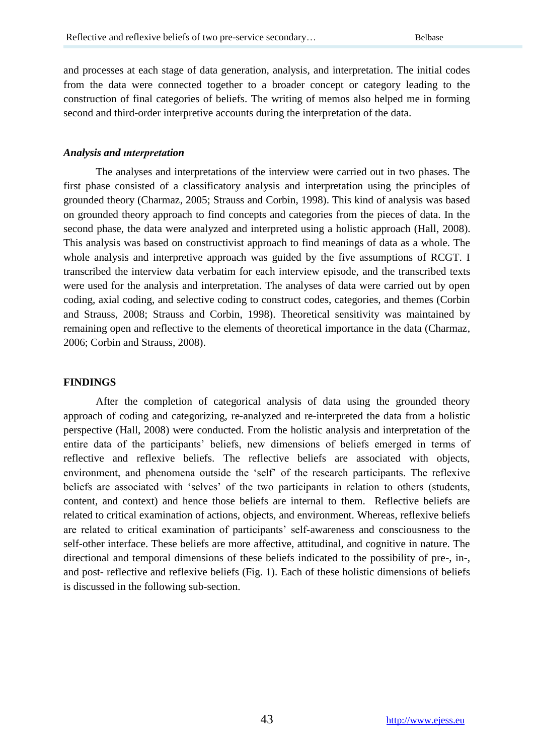and processes at each stage of data generation, analysis, and interpretation. The initial codes from the data were connected together to a broader concept or category leading to the construction of final categories of beliefs. The writing of memos also helped me in forming second and third-order interpretive accounts during the interpretation of the data.

### *Analysis and ınterpretation*

The analyses and interpretations of the interview were carried out in two phases. The first phase consisted of a classificatory analysis and interpretation using the principles of grounded theory (Charmaz, 2005; Strauss and Corbin, 1998). This kind of analysis was based on grounded theory approach to find concepts and categories from the pieces of data. In the second phase, the data were analyzed and interpreted using a holistic approach (Hall, 2008). This analysis was based on constructivist approach to find meanings of data as a whole. The whole analysis and interpretive approach was guided by the five assumptions of RCGT. I transcribed the interview data verbatim for each interview episode, and the transcribed texts were used for the analysis and interpretation. The analyses of data were carried out by open coding, axial coding, and selective coding to construct codes, categories, and themes (Corbin and Strauss, 2008; Strauss and Corbin, 1998). Theoretical sensitivity was maintained by remaining open and reflective to the elements of theoretical importance in the data (Charmaz, 2006; Corbin and Strauss, 2008).

## FINDINGS

After the completion of categorical analysis of data using the grounded theory approach of coding and categorizing, re-analyzed and re-interpreted the data from a holistic perspective (Hall, 2008) were conducted. From the holistic analysis and interpretation of the entire data of the participants' beliefs, new dimensions of beliefs emerged in terms of reflective and reflexive beliefs. The reflective beliefs are associated with objects, environment, and phenomena outside the 'self' of the research participants. The reflexive beliefs are associated with 'selves' of the two participants in relation to others (students, content, and context) and hence those beliefs are internal to them. Reflective beliefs are related to critical examination of actions, objects, and environment. Whereas, reflexive beliefs are related to critical examination of participants' self-awareness and consciousness to the self-other interface. These beliefs are more affective, attitudinal, and cognitive in nature. The directional and temporal dimensions of these beliefs indicated to the possibility of pre-, in-, and post- reflective and reflexive beliefs (Fig. 1). Each of these holistic dimensions of beliefs is discussed in the following sub-section.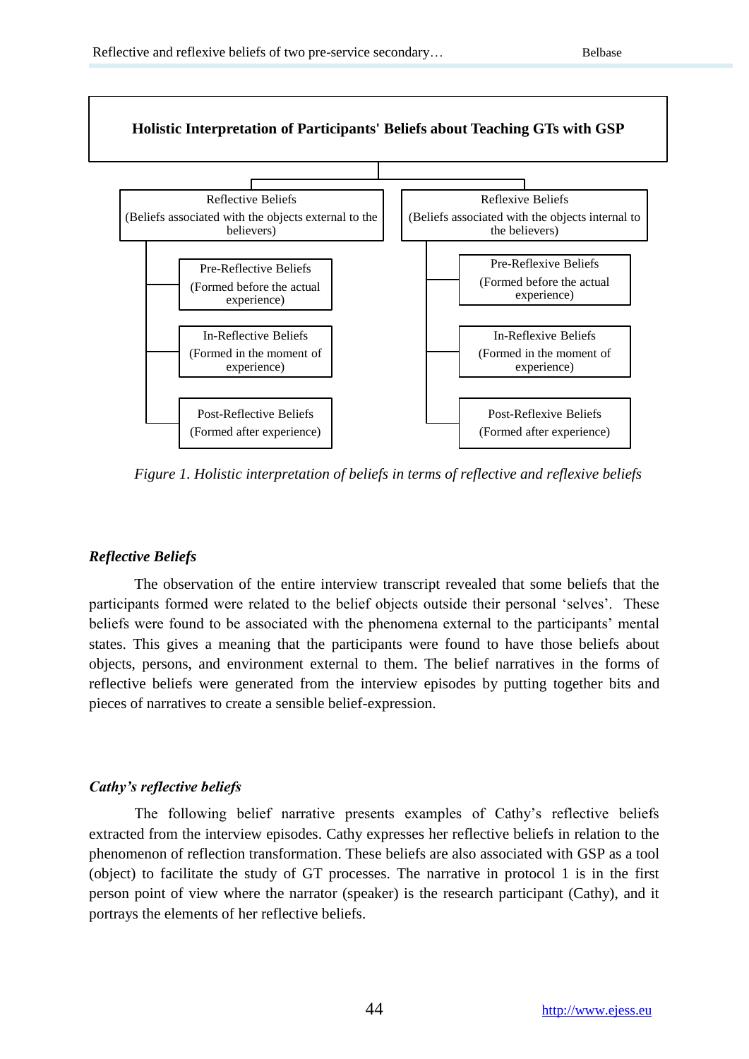**Holistic Interpretation of Participants' Beliefs about Teaching GTs with GSP**

- Reflective Beliefs (Beliefs associated with the objects external to the believers)
  - Pre-Reflective Beliefs (Formed before the actual experience)
  - In-Reflective Beliefs (Formed in the moment of experience)
  - Post-Reflective Beliefs (Formed after experience)
- Reflexive Beliefs (Beliefs associated with the objects internal to the believers)
  - Pre-Reflexive Beliefs (Formed before the actual experience)
  - In-Reflexive Beliefs (Formed in the moment of experience)
  - Post-Reflexive Beliefs (Formed after experience)

*Figure 1. Holistic interpretation of beliefs in terms of reflective and reflexive beliefs*

### *Reflective Beliefs*

The observation of the entire interview transcript revealed that some beliefs that the participants formed were related to the belief objects outside their personal 'selves'. These beliefs were found to be associated with the phenomena external to the participants' mental states. This gives a meaning that the participants were found to have those beliefs about objects, persons, and environment external to them. The belief narratives in the forms of reflective beliefs were generated from the interview episodes by putting together bits and pieces of narratives to create a sensible belief-expression.

### *Cathy's reflective beliefs*

The following belief narrative presents examples of Cathy's reflective beliefs extracted from the interview episodes. Cathy expresses her reflective beliefs in relation to the phenomenon of reflection transformation. These beliefs are also associated with GSP as a tool (object) to facilitate the study of GT processes. The narrative in protocol 1 is in the first person point of view where the narrator (speaker) is the research participant (Cathy), and it portrays the elements of her reflective beliefs.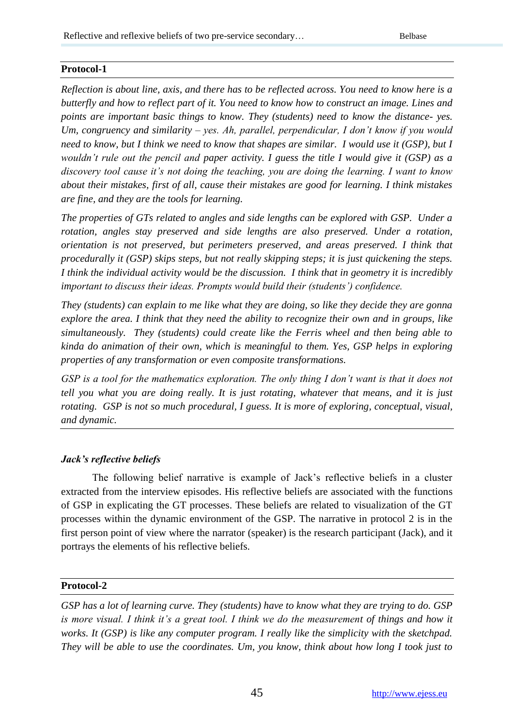**Protocol-1**

*Reflection is about line, axis, and there has to be reflected across. You need to know here is a butterfly and how to reflect part of it. You need to know how to construct an image. Lines and points are important basic things to know. They (students) need to know the distance- yes. Um, congruency and similarity – yes. Ah, parallel, perpendicular, I don't know if you would need to know, but I think we need to know that shapes are similar. I would use it (GSP), but I wouldn't rule out the pencil and paper activity. I guess the title I would give it (GSP) as a discovery tool cause it's not doing the teaching, you are doing the learning. I want to know about their mistakes, first of all, cause their mistakes are good for learning. I think mistakes are fine, and they are the tools for learning.*

*The properties of GTs related to angles and side lengths can be explored with GSP. Under a rotation, angles stay preserved and side lengths are also preserved. Under a rotation, orientation is not preserved, but perimeters preserved, and areas preserved. I think that procedurally it (GSP) skips steps, but not really skipping steps; it is just quickening the steps. I think the individual activity would be the discussion. I think that in geometry it is incredibly important to discuss their ideas. Prompts would build their (students') confidence.*

*They (students) can explain to me like what they are doing, so like they decide they are gonna explore the area. I think that they need the ability to recognize their own and in groups, like simultaneously. They (students) could create like the Ferris wheel and then being able to kinda do animation of their own, which is meaningful to them. Yes, GSP helps in exploring properties of any transformation or even composite transformations.*

*GSP is a tool for the mathematics exploration. The only thing I don't want is that it does not tell you what you are doing really. It is just rotating, whatever that means, and it is just rotating. GSP is not so much procedural, I guess. It is more of exploring, conceptual, visual, and dynamic.*

### *Jack's reflective beliefs*

The following belief narrative is example of Jack's reflective beliefs in a cluster extracted from the interview episodes. His reflective beliefs are associated with the functions of GSP in explicating the GT processes. These beliefs are related to visualization of the GT processes within the dynamic environment of the GSP. The narrative in protocol 2 is in the first person point of view where the narrator (speaker) is the research participant (Jack), and it portrays the elements of his reflective beliefs.

**Protocol-2**

*GSP has a lot of learning curve. They (students) have to know what they are trying to do. GSP is more visual. I think it's a great tool. I think we do the measurement of things and how it works. It (GSP) is like any computer program. I really like the simplicity with the sketchpad. They will be able to use the coordinates. Um, you know, think about how long I took just to*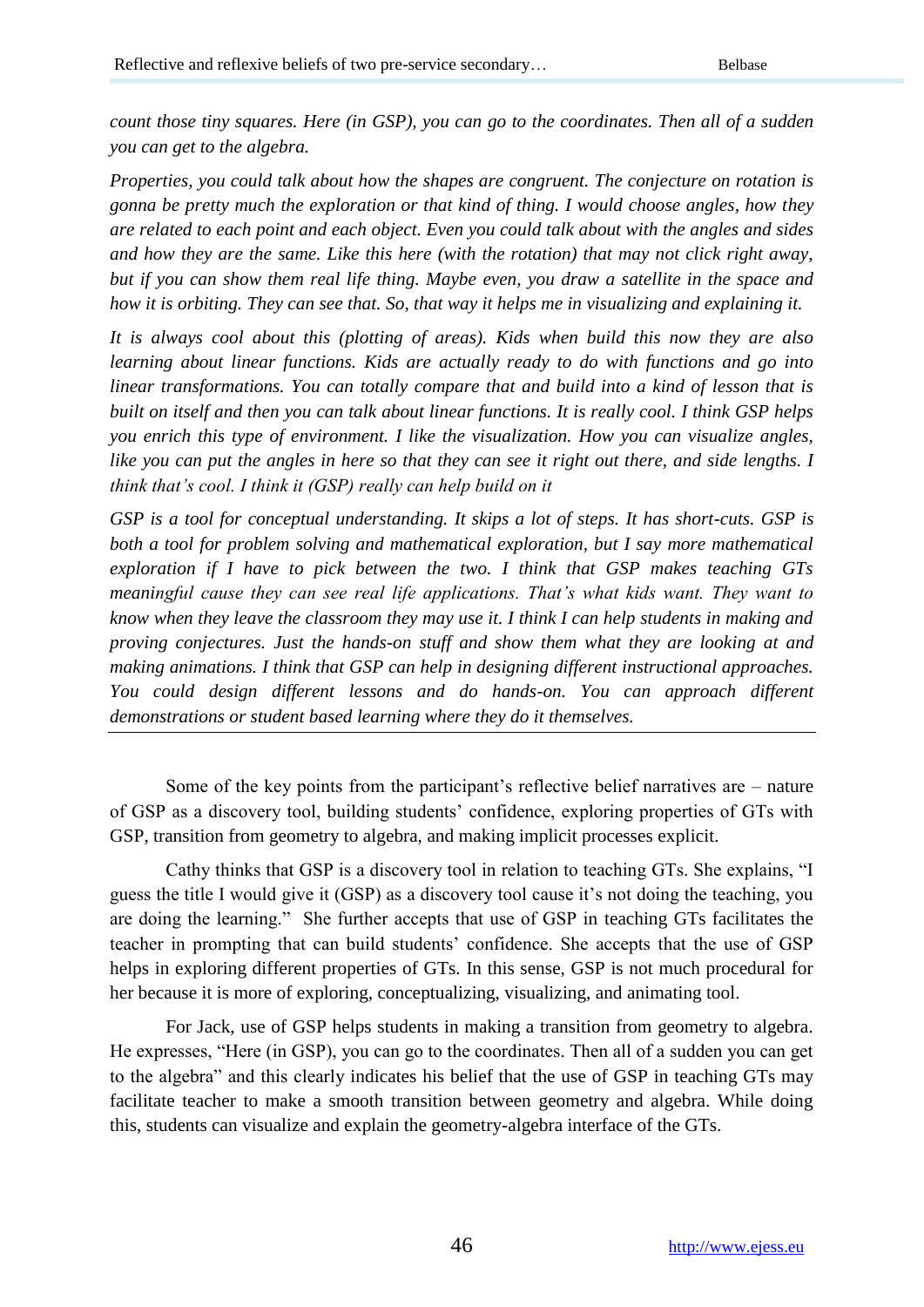*count those tiny squares. Here (in GSP), you can go to the coordinates. Then all of a sudden you can get to the algebra.*

*Properties, you could talk about how the shapes are congruent. The conjecture on rotation is gonna be pretty much the exploration or that kind of thing. I would choose angles, how they are related to each point and each object. Even you could talk about with the angles and sides and how they are the same. Like this here (with the rotation) that may not click right away, but if you can show them real life thing. Maybe even, you draw a satellite in the space and how it is orbiting. They can see that. So, that way it helps me in visualizing and explaining it.*

*It is always cool about this (plotting of areas). Kids when build this now they are also learning about linear functions. Kids are actually ready to do with functions and go into linear transformations. You can totally compare that and build into a kind of lesson that is built on itself and then you can talk about linear functions. It is really cool. I think GSP helps you enrich this type of environment. I like the visualization. How you can visualize angles, like you can put the angles in here so that they can see it right out there, and side lengths. I think that's cool. I think it (GSP) really can help build on it*

*GSP is a tool for conceptual understanding. It skips a lot of steps. It has short-cuts. GSP is both a tool for problem solving and mathematical exploration, but I say more mathematical exploration if I have to pick between the two. I think that GSP makes teaching GTs meaningful cause they can see real life applications. That's what kids want. They want to know when they leave the classroom they may use it. I think I can help students in making and proving conjectures. Just the hands-on stuff and show them what they are looking at and making animations. I think that GSP can help in designing different instructional approaches. You could design different lessons and do hands-on. You can approach different demonstrations or student based learning where they do it themselves.*

---

Some of the key points from the participant's reflective belief narratives are – nature of GSP as a discovery tool, building students' confidence, exploring properties of GTs with GSP, transition from geometry to algebra, and making implicit processes explicit.

Cathy thinks that GSP is a discovery tool in relation to teaching GTs. She explains, "I guess the title I would give it (GSP) as a discovery tool cause it's not doing the teaching, you are doing the learning." She further accepts that use of GSP in teaching GTs facilitates the teacher in prompting that can build students' confidence. She accepts that the use of GSP helps in exploring different properties of GTs. In this sense, GSP is not much procedural for her because it is more of exploring, conceptualizing, visualizing, and animating tool.

For Jack, use of GSP helps students in making a transition from geometry to algebra. He expresses, "Here (in GSP), you can go to the coordinates. Then all of a sudden you can get to the algebra" and this clearly indicates his belief that the use of GSP in teaching GTs may facilitate teacher to make a smooth transition between geometry and algebra. While doing this, students can visualize and explain the geometry-algebra interface of the GTs.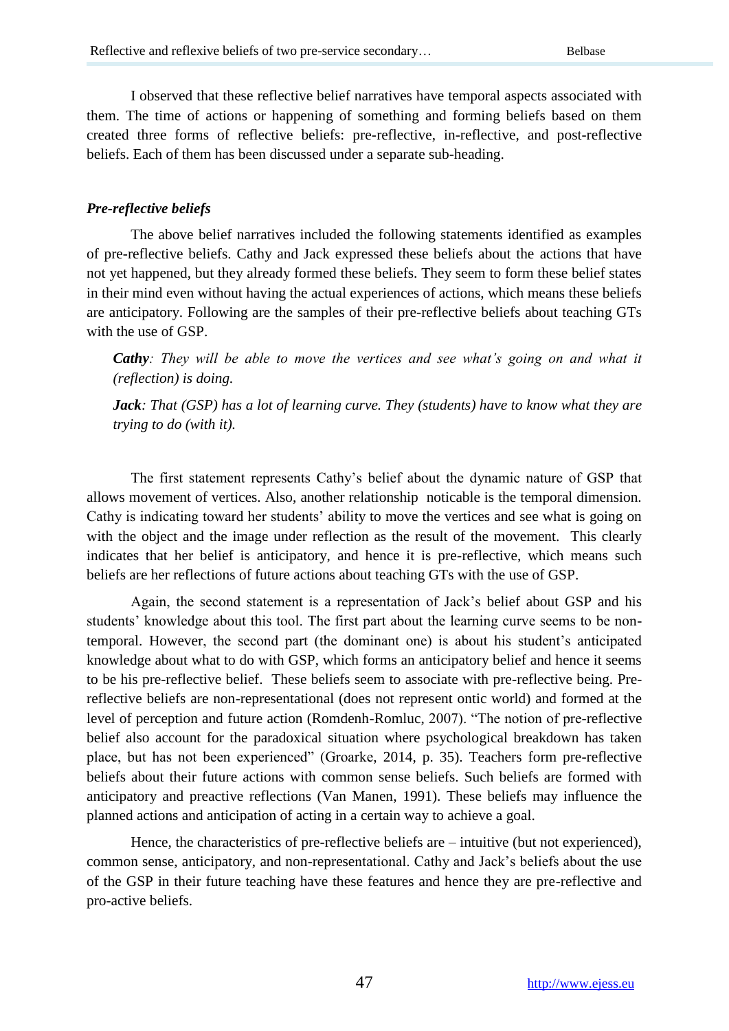I observed that these reflective belief narratives have temporal aspects associated with them. The time of actions or happening of something and forming beliefs based on them created three forms of reflective beliefs: pre-reflective, in-reflective, and post-reflective beliefs. Each of them has been discussed under a separate sub-heading.

### *Pre-reflective beliefs*

The above belief narratives included the following statements identified as examples of pre-reflective beliefs. Cathy and Jack expressed these beliefs about the actions that have not yet happened, but they already formed these beliefs. They seem to form these belief states in their mind even without having the actual experiences of actions, which means these beliefs are anticipatory. Following are the samples of their pre-reflective beliefs about teaching GTs with the use of GSP.

> ***Cathy****: They will be able to move the vertices and see what's going on and what it (reflection) is doing.*
>
> ***Jack****: That (GSP) has a lot of learning curve. They (students) have to know what they are trying to do (with it).*

The first statement represents Cathy's belief about the dynamic nature of GSP that allows movement of vertices. Also, another relationship noticable is the temporal dimension. Cathy is indicating toward her students' ability to move the vertices and see what is going on with the object and the image under reflection as the result of the movement. This clearly indicates that her belief is anticipatory, and hence it is pre-reflective, which means such beliefs are her reflections of future actions about teaching GTs with the use of GSP.

Again, the second statement is a representation of Jack's belief about GSP and his students' knowledge about this tool. The first part about the learning curve seems to be non-temporal. However, the second part (the dominant one) is about his student's anticipated knowledge about what to do with GSP, which forms an anticipatory belief and hence it seems to be his pre-reflective belief. These beliefs seem to associate with pre-reflective being. Pre-reflective beliefs are non-representational (does not represent ontic world) and formed at the level of perception and future action (Romdenh-Romluc, 2007). "The notion of pre-reflective belief also account for the paradoxical situation where psychological breakdown has taken place, but has not been experienced" (Groarke, 2014, p. 35). Teachers form pre-reflective beliefs about their future actions with common sense beliefs. Such beliefs are formed with anticipatory and preactive reflections (Van Manen, 1991). These beliefs may influence the planned actions and anticipation of acting in a certain way to achieve a goal.

Hence, the characteristics of pre-reflective beliefs are – intuitive (but not experienced), common sense, anticipatory, and non-representational. Cathy and Jack's beliefs about the use of the GSP in their future teaching have these features and hence they are pre-reflective and pro-active beliefs.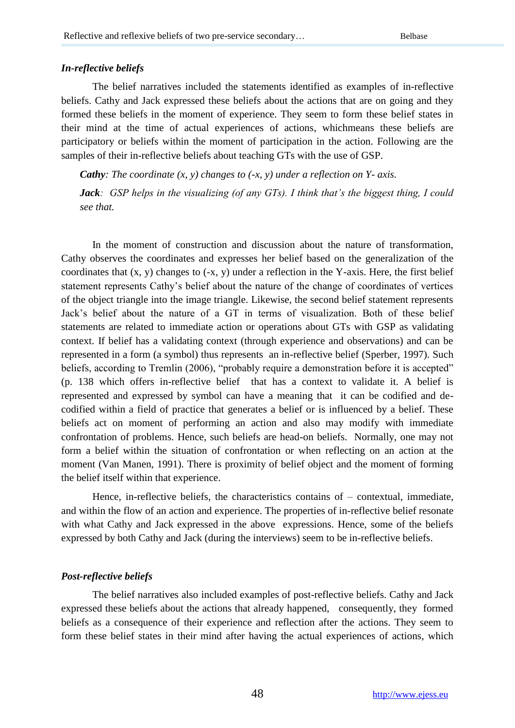### *In-reflective beliefs*

The belief narratives included the statements identified as examples of in-reflective beliefs. Cathy and Jack expressed these beliefs about the actions that are on going and they formed these beliefs in the moment of experience. They seem to form these belief states in their mind at the time of actual experiences of actions, whichmeans these beliefs are participatory or beliefs within the moment of participation in the action. Following are the samples of their in-reflective beliefs about teaching GTs with the use of GSP.

> ***Cathy**: The coordinate (x, y) changes to (-x, y) under a reflection on Y- axis.*
>
> ***Jack**: GSP helps in the visualizing (of any GTs). I think that's the biggest thing, I could see that.*

In the moment of construction and discussion about the nature of transformation, Cathy observes the coordinates and expresses her belief based on the generalization of the coordinates that (x, y) changes to (-x, y) under a reflection in the Y-axis. Here, the first belief statement represents Cathy's belief about the nature of the change of coordinates of vertices of the object triangle into the image triangle. Likewise, the second belief statement represents Jack's belief about the nature of a GT in terms of visualization. Both of these belief statements are related to immediate action or operations about GTs with GSP as validating context. If belief has a validating context (through experience and observations) and can be represented in a form (a symbol) thus represents an in-reflective belief (Sperber, 1997). Such beliefs, according to Tremlin (2006), "probably require a demonstration before it is accepted" (p. 138 which offers in-reflective belief that has a context to validate it. A belief is represented and expressed by symbol can have a meaning that it can be codified and de-codified within a field of practice that generates a belief or is influenced by a belief. These beliefs act on moment of performing an action and also may modify with immediate confrontation of problems. Hence, such beliefs are head-on beliefs. Normally, one may not form a belief within the situation of confrontation or when reflecting on an action at the moment (Van Manen, 1991). There is proximity of belief object and the moment of forming the belief itself within that experience.

Hence, in-reflective beliefs, the characteristics contains of – contextual, immediate, and within the flow of an action and experience. The properties of in-reflective belief resonate with what Cathy and Jack expressed in the above expressions. Hence, some of the beliefs expressed by both Cathy and Jack (during the interviews) seem to be in-reflective beliefs.

### *Post-reflective beliefs*

The belief narratives also included examples of post-reflective beliefs. Cathy and Jack expressed these beliefs about the actions that already happened, consequently, they formed beliefs as a consequence of their experience and reflection after the actions. They seem to form these belief states in their mind after having the actual experiences of actions, which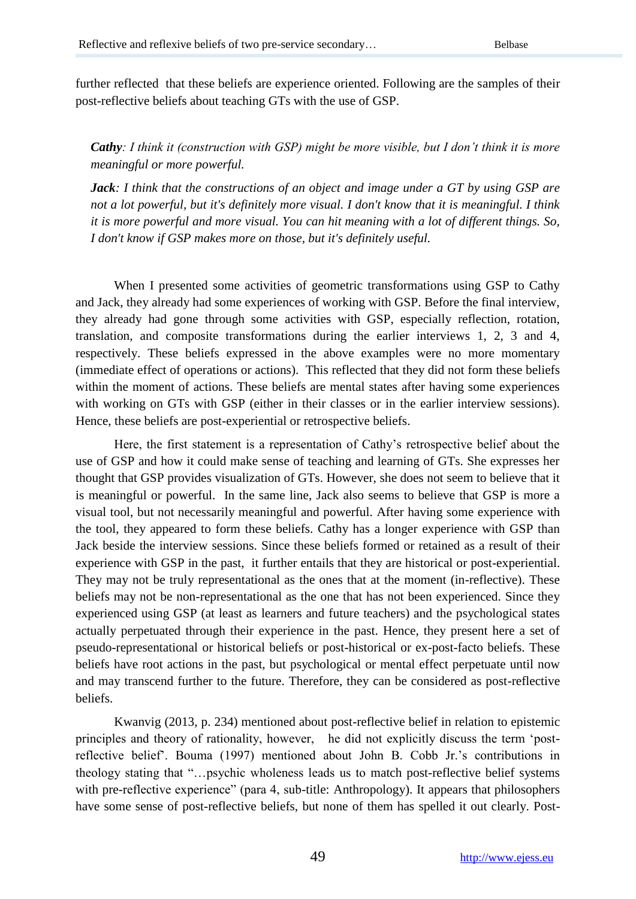further reflected that these beliefs are experience oriented. Following are the samples of their post-reflective beliefs about teaching GTs with the use of GSP.

> ***Cathy****: I think it (construction with GSP) might be more visible, but I don't think it is more meaningful or more powerful.*
>
> ***Jack****: I think that the constructions of an object and image under a GT by using GSP are not a lot powerful, but it's definitely more visual. I don't know that it is meaningful. I think it is more powerful and more visual. You can hit meaning with a lot of different things. So, I don't know if GSP makes more on those, but it's definitely useful.*

When I presented some activities of geometric transformations using GSP to Cathy and Jack, they already had some experiences of working with GSP. Before the final interview, they already had gone through some activities with GSP, especially reflection, rotation, translation, and composite transformations during the earlier interviews 1, 2, 3 and 4, respectively. These beliefs expressed in the above examples were no more momentary (immediate effect of operations or actions). This reflected that they did not form these beliefs within the moment of actions. These beliefs are mental states after having some experiences with working on GTs with GSP (either in their classes or in the earlier interview sessions). Hence, these beliefs are post-experiential or retrospective beliefs.

Here, the first statement is a representation of Cathy's retrospective belief about the use of GSP and how it could make sense of teaching and learning of GTs. She expresses her thought that GSP provides visualization of GTs. However, she does not seem to believe that it is meaningful or powerful. In the same line, Jack also seems to believe that GSP is more a visual tool, but not necessarily meaningful and powerful. After having some experience with the tool, they appeared to form these beliefs. Cathy has a longer experience with GSP than Jack beside the interview sessions. Since these beliefs formed or retained as a result of their experience with GSP in the past, it further entails that they are historical or post-experiential. They may not be truly representational as the ones that at the moment (in-reflective). These beliefs may not be non-representational as the one that has not been experienced. Since they experienced using GSP (at least as learners and future teachers) and the psychological states actually perpetuated through their experience in the past. Hence, they present here a set of pseudo-representational or historical beliefs or post-historical or ex-post-facto beliefs. These beliefs have root actions in the past, but psychological or mental effect perpetuate until now and may transcend further to the future. Therefore, they can be considered as post-reflective beliefs.

Kwanvig (2013, p. 234) mentioned about post-reflective belief in relation to epistemic principles and theory of rationality, however, he did not explicitly discuss the term 'post-reflective belief'. Bouma (1997) mentioned about John B. Cobb Jr.'s contributions in theology stating that "…psychic wholeness leads us to match post-reflective belief systems with pre-reflective experience" (para 4, sub-title: Anthropology). It appears that philosophers have some sense of post-reflective beliefs, but none of them has spelled it out clearly. Post-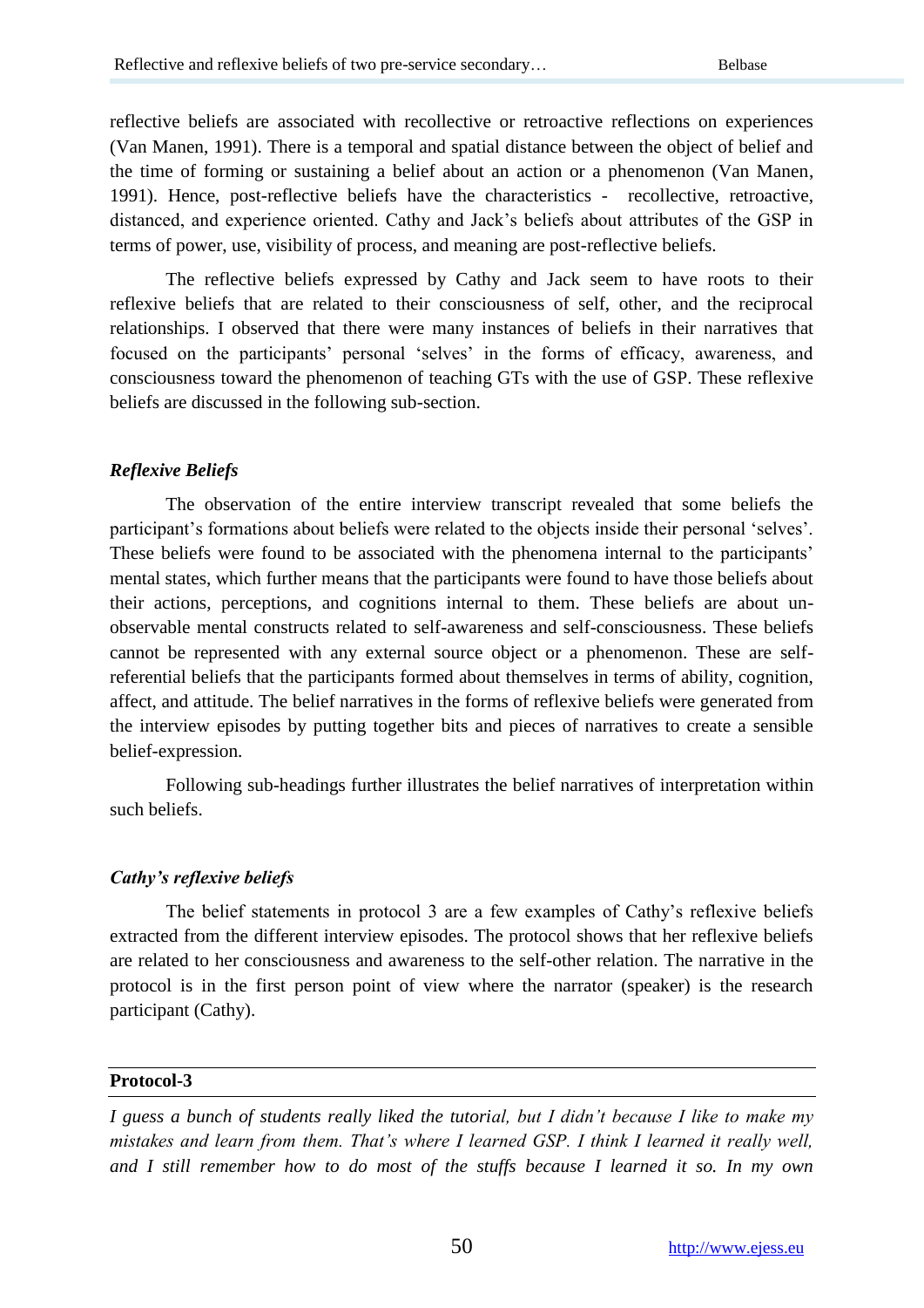reflective beliefs are associated with recollective or retroactive reflections on experiences (Van Manen, 1991). There is a temporal and spatial distance between the object of belief and the time of forming or sustaining a belief about an action or a phenomenon (Van Manen, 1991). Hence, post-reflective beliefs have the characteristics - recollective, retroactive, distanced, and experience oriented. Cathy and Jack's beliefs about attributes of the GSP in terms of power, use, visibility of process, and meaning are post-reflective beliefs.

The reflective beliefs expressed by Cathy and Jack seem to have roots to their reflexive beliefs that are related to their consciousness of self, other, and the reciprocal relationships. I observed that there were many instances of beliefs in their narratives that focused on the participants' personal 'selves' in the forms of efficacy, awareness, and consciousness toward the phenomenon of teaching GTs with the use of GSP. These reflexive beliefs are discussed in the following sub-section.

### *Reflexive Beliefs*

The observation of the entire interview transcript revealed that some beliefs the participant's formations about beliefs were related to the objects inside their personal 'selves'. These beliefs were found to be associated with the phenomena internal to the participants' mental states, which further means that the participants were found to have those beliefs about their actions, perceptions, and cognitions internal to them. These beliefs are about un-observable mental constructs related to self-awareness and self-consciousness. These beliefs cannot be represented with any external source object or a phenomenon. These are self-referential beliefs that the participants formed about themselves in terms of ability, cognition, affect, and attitude. The belief narratives in the forms of reflexive beliefs were generated from the interview episodes by putting together bits and pieces of narratives to create a sensible belief-expression.

Following sub-headings further illustrates the belief narratives of interpretation within such beliefs.

### *Cathy's reflexive beliefs*

The belief statements in protocol 3 are a few examples of Cathy's reflexive beliefs extracted from the different interview episodes. The protocol shows that her reflexive beliefs are related to her consciousness and awareness to the self-other relation. The narrative in the protocol is in the first person point of view where the narrator (speaker) is the research participant (Cathy).

**Protocol-3**

*I guess a bunch of students really liked the tutorial, but I didn't because I like to make my mistakes and learn from them. That's where I learned GSP. I think I learned it really well, and I still remember how to do most of the stuffs because I learned it so. In my own*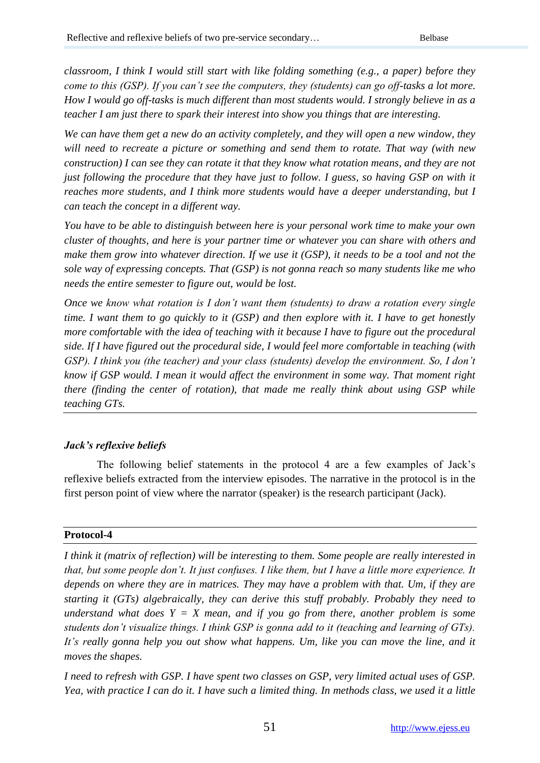*classroom, I think I would still start with like folding something (e.g., a paper) before they come to this (GSP). If you can't see the computers, they (students) can go off-tasks a lot more. How I would go off-tasks is much different than most students would. I strongly believe in as a teacher I am just there to spark their interest into show you things that are interesting.*

*We can have them get a new do an activity completely, and they will open a new window, they will need to recreate a picture or something and send them to rotate. That way (with new construction) I can see they can rotate it that they know what rotation means, and they are not just following the procedure that they have just to follow. I guess, so having GSP on with it reaches more students, and I think more students would have a deeper understanding, but I can teach the concept in a different way.*

*You have to be able to distinguish between here is your personal work time to make your own cluster of thoughts, and here is your partner time or whatever you can share with others and make them grow into whatever direction. If we use it (GSP), it needs to be a tool and not the sole way of expressing concepts. That (GSP) is not gonna reach so many students like me who needs the entire semester to figure out, would be lost.*

*Once we know what rotation is I don't want them (students) to draw a rotation every single time. I want them to go quickly to it (GSP) and then explore with it. I have to get honestly more comfortable with the idea of teaching with it because I have to figure out the procedural side. If I have figured out the procedural side, I would feel more comfortable in teaching (with GSP). I think you (the teacher) and your class (students) develop the environment. So, I don't know if GSP would. I mean it would affect the environment in some way. That moment right there (finding the center of rotation), that made me really think about using GSP while teaching GTs.*

### *Jack's reflexive beliefs*

The following belief statements in the protocol 4 are a few examples of Jack's reflexive beliefs extracted from the interview episodes. The narrative in the protocol is in the first person point of view where the narrator (speaker) is the research participant (Jack).

**Protocol-4**

*I think it (matrix of reflection) will be interesting to them. Some people are really interested in that, but some people don't. It just confuses. I like them, but I have a little more experience. It depends on where they are in matrices. They may have a problem with that. Um, if they are starting it (GTs) algebraically, they can derive this stuff probably. Probably they need to understand what does $Y = X$ mean, and if you go from there, another problem is some students don't visualize things. I think GSP is gonna add to it (teaching and learning of GTs). It's really gonna help you out show what happens. Um, like you can move the line, and it moves the shapes.*

*I need to refresh with GSP. I have spent two classes on GSP, very limited actual uses of GSP. Yea, with practice I can do it. I have such a limited thing. In methods class, we used it a little*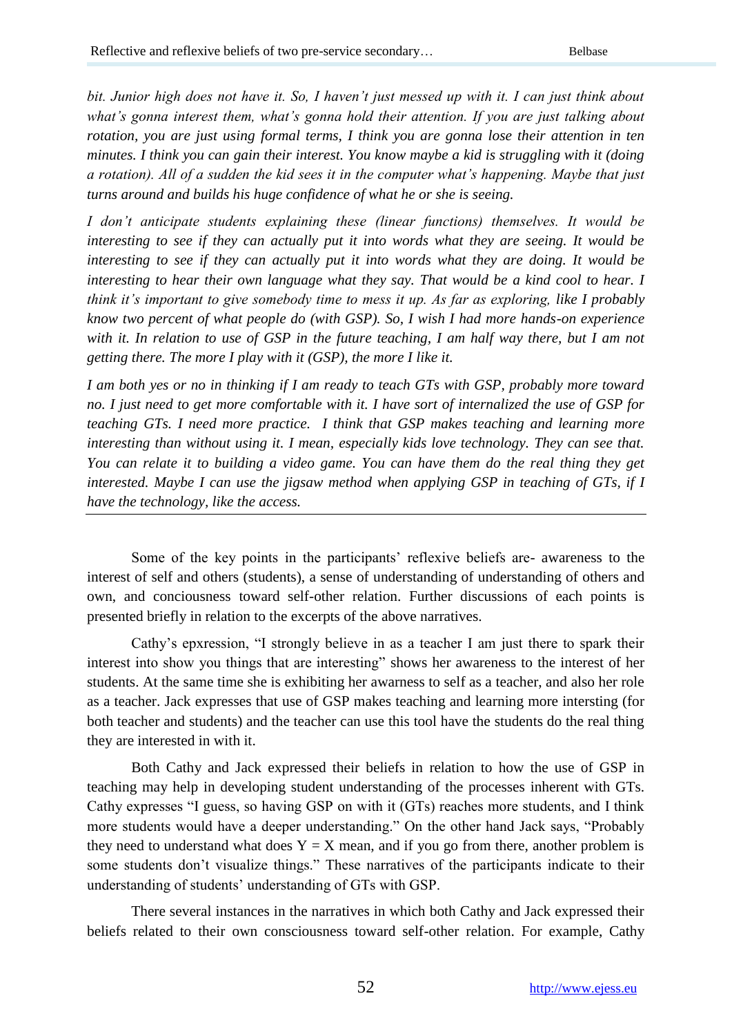*bit. Junior high does not have it. So, I haven't just messed up with it. I can just think about what's gonna interest them, what's gonna hold their attention. If you are just talking about rotation, you are just using formal terms, I think you are gonna lose their attention in ten minutes. I think you can gain their interest. You know maybe a kid is struggling with it (doing a rotation). All of a sudden the kid sees it in the computer what's happening. Maybe that just turns around and builds his huge confidence of what he or she is seeing.*

*I don't anticipate students explaining these (linear functions) themselves. It would be interesting to see if they can actually put it into words what they are seeing. It would be interesting to see if they can actually put it into words what they are doing. It would be interesting to hear their own language what they say. That would be a kind cool to hear. I think it's important to give somebody time to mess it up. As far as exploring, like I probably know two percent of what people do (with GSP). So, I wish I had more hands-on experience with it. In relation to use of GSP in the future teaching, I am half way there, but I am not getting there. The more I play with it (GSP), the more I like it.*

*I am both yes or no in thinking if I am ready to teach GTs with GSP, probably more toward no. I just need to get more comfortable with it. I have sort of internalized the use of GSP for teaching GTs. I need more practice. I think that GSP makes teaching and learning more interesting than without using it. I mean, especially kids love technology. They can see that. You can relate it to building a video game. You can have them do the real thing they get interested. Maybe I can use the jigsaw method when applying GSP in teaching of GTs, if I have the technology, like the access.*

---

Some of the key points in the participants' reflexive beliefs are- awareness to the interest of self and others (students), a sense of understanding of understanding of others and own, and conciousness toward self-other relation. Further discussions of each points is presented briefly in relation to the excerpts of the above narratives.

Cathy's epxression, "I strongly believe in as a teacher I am just there to spark their interest into show you things that are interesting" shows her awareness to the interest of her students. At the same time she is exhibiting her awarness to self as a teacher, and also her role as a teacher. Jack expresses that use of GSP makes teaching and learning more intersting (for both teacher and students) and the teacher can use this tool have the students do the real thing they are interested in with it.

Both Cathy and Jack expressed their beliefs in relation to how the use of GSP in teaching may help in developing student understanding of the processes inherent with GTs. Cathy expresses "I guess, so having GSP on with it (GTs) reaches more students, and I think more students would have a deeper understanding." On the other hand Jack says, "Probably they need to understand what does $Y = X$ mean, and if you go from there, another problem is some students don't visualize things." These narratives of the participants indicate to their understanding of students' understanding of GTs with GSP.

There several instances in the narratives in which both Cathy and Jack expressed their beliefs related to their own consciousness toward self-other relation. For example, Cathy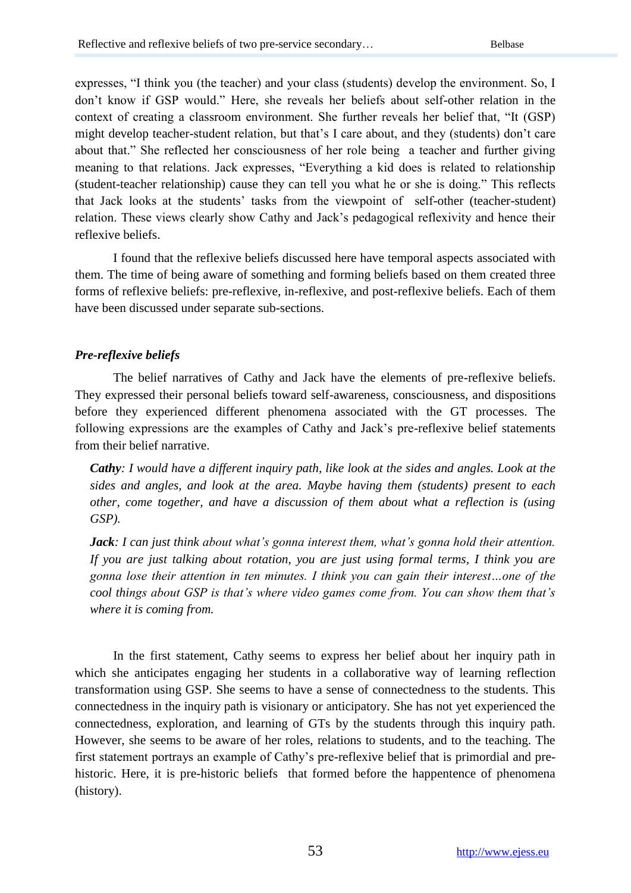expresses, "I think you (the teacher) and your class (students) develop the environment. So, I don't know if GSP would." Here, she reveals her beliefs about self-other relation in the context of creating a classroom environment. She further reveals her belief that, "It (GSP) might develop teacher-student relation, but that's I care about, and they (students) don't care about that." She reflected her consciousness of her role being a teacher and further giving meaning to that relations. Jack expresses, "Everything a kid does is related to relationship (student-teacher relationship) cause they can tell you what he or she is doing." This reflects that Jack looks at the students' tasks from the viewpoint of self-other (teacher-student) relation. These views clearly show Cathy and Jack's pedagogical reflexivity and hence their reflexive beliefs.

I found that the reflexive beliefs discussed here have temporal aspects associated with them. The time of being aware of something and forming beliefs based on them created three forms of reflexive beliefs: pre-reflexive, in-reflexive, and post-reflexive beliefs. Each of them have been discussed under separate sub-sections.

### *Pre-reflexive beliefs*

The belief narratives of Cathy and Jack have the elements of pre-reflexive beliefs. They expressed their personal beliefs toward self-awareness, consciousness, and dispositions before they experienced different phenomena associated with the GT processes. The following expressions are the examples of Cathy and Jack's pre-reflexive belief statements from their belief narrative.

> ***Cathy****: I would have a different inquiry path, like look at the sides and angles. Look at the sides and angles, and look at the area. Maybe having them (students) present to each other, come together, and have a discussion of them about what a reflection is (using GSP).*
>
> ***Jack****: I can just think about what's gonna interest them, what's gonna hold their attention. If you are just talking about rotation, you are just using formal terms, I think you are gonna lose their attention in ten minutes. I think you can gain their interest…one of the cool things about GSP is that's where video games come from. You can show them that's where it is coming from.*

In the first statement, Cathy seems to express her belief about her inquiry path in which she anticipates engaging her students in a collaborative way of learning reflection transformation using GSP. She seems to have a sense of connectedness to the students. This connectedness in the inquiry path is visionary or anticipatory. She has not yet experienced the connectedness, exploration, and learning of GTs by the students through this inquiry path. However, she seems to be aware of her roles, relations to students, and to the teaching. The first statement portrays an example of Cathy's pre-reflexive belief that is primordial and pre-historic. Here, it is pre-historic beliefs that formed before the happentence of phenomena (history).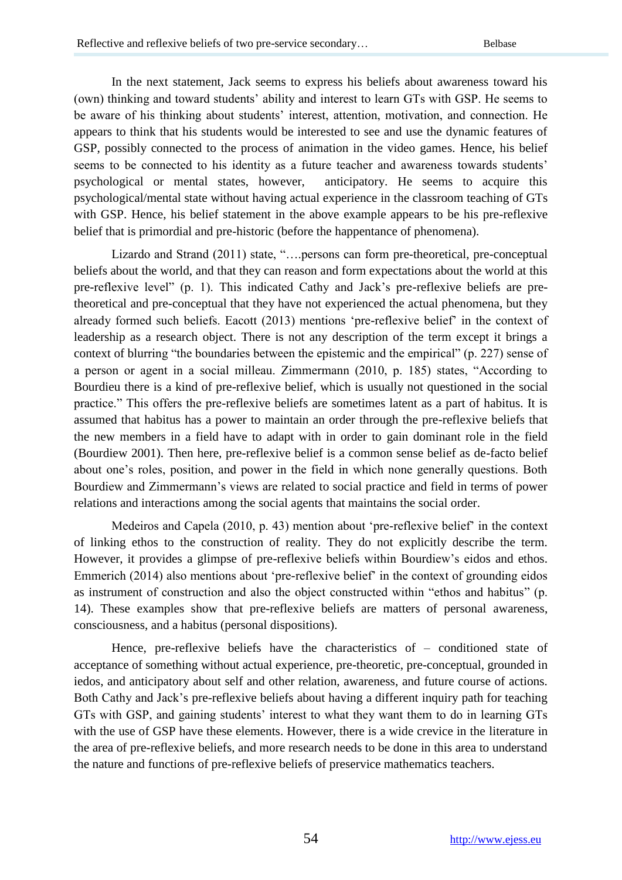In the next statement, Jack seems to express his beliefs about awareness toward his (own) thinking and toward students' ability and interest to learn GTs with GSP. He seems to be aware of his thinking about students' interest, attention, motivation, and connection. He appears to think that his students would be interested to see and use the dynamic features of GSP, possibly connected to the process of animation in the video games. Hence, his belief seems to be connected to his identity as a future teacher and awareness towards students' psychological or mental states, however, anticipatory. He seems to acquire this psychological/mental state without having actual experience in the classroom teaching of GTs with GSP. Hence, his belief statement in the above example appears to be his pre-reflexive belief that is primordial and pre-historic (before the happentance of phenomena).

Lizardo and Strand (2011) state, "….persons can form pre-theoretical, pre-conceptual beliefs about the world, and that they can reason and form expectations about the world at this pre-reflexive level" (p. 1). This indicated Cathy and Jack's pre-reflexive beliefs are pre-theoretical and pre-conceptual that they have not experienced the actual phenomena, but they already formed such beliefs. Eacott (2013) mentions 'pre-reflexive belief' in the context of leadership as a research object. There is not any description of the term except it brings a context of blurring "the boundaries between the epistemic and the empirical" (p. 227) sense of a person or agent in a social milleau. Zimmermann (2010, p. 185) states, "According to Bourdieu there is a kind of pre-reflexive belief, which is usually not questioned in the social practice." This offers the pre-reflexive beliefs are sometimes latent as a part of habitus. It is assumed that habitus has a power to maintain an order through the pre-reflexive beliefs that the new members in a field have to adapt with in order to gain dominant role in the field (Bourdiew 2001). Then here, pre-reflexive belief is a common sense belief as de-facto belief about one's roles, position, and power in the field in which none generally questions. Both Bourdiew and Zimmermann's views are related to social practice and field in terms of power relations and interactions among the social agents that maintains the social order.

Medeiros and Capela (2010, p. 43) mention about 'pre-reflexive belief' in the context of linking ethos to the construction of reality. They do not explicitly describe the term. However, it provides a glimpse of pre-reflexive beliefs within Bourdiew's eidos and ethos. Emmerich (2014) also mentions about 'pre-reflexive belief' in the context of grounding eidos as instrument of construction and also the object constructed within "ethos and habitus" (p. 14). These examples show that pre-reflexive beliefs are matters of personal awareness, consciousness, and a habitus (personal dispositions).

Hence, pre-reflexive beliefs have the characteristics of – conditioned state of acceptance of something without actual experience, pre-theoretic, pre-conceptual, grounded in iedos, and anticipatory about self and other relation, awareness, and future course of actions. Both Cathy and Jack's pre-reflexive beliefs about having a different inquiry path for teaching GTs with GSP, and gaining students' interest to what they want them to do in learning GTs with the use of GSP have these elements. However, there is a wide crevice in the literature in the area of pre-reflexive beliefs, and more research needs to be done in this area to understand the nature and functions of pre-reflexive beliefs of preservice mathematics teachers.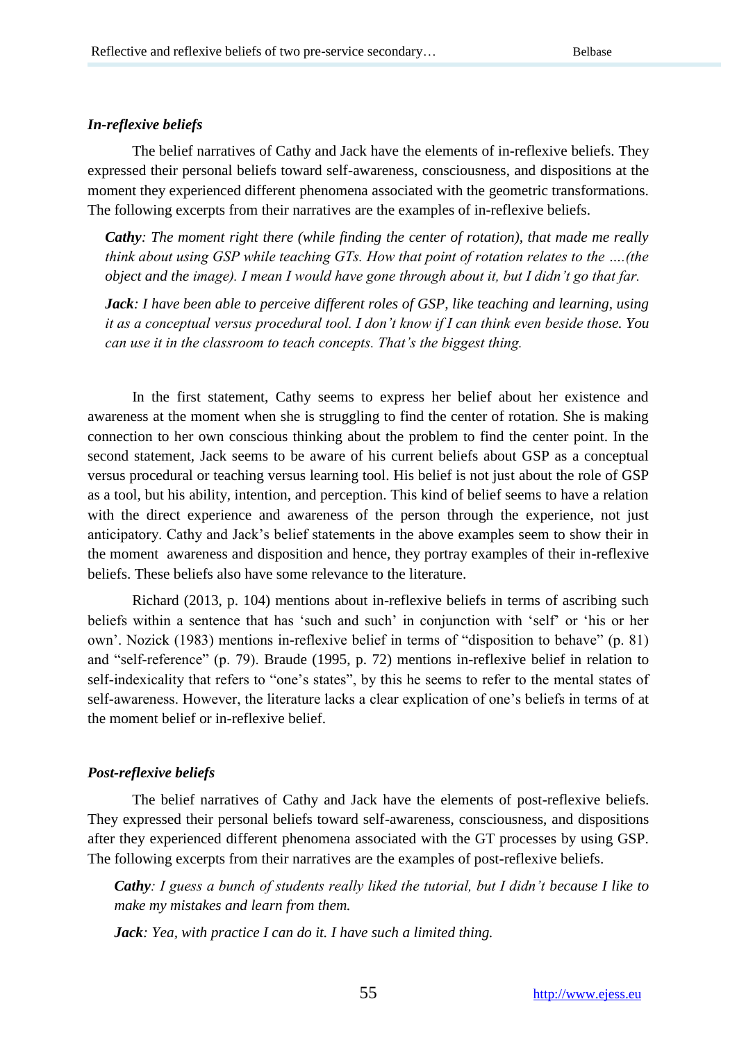### *In-reflexive beliefs*

The belief narratives of Cathy and Jack have the elements of in-reflexive beliefs. They expressed their personal beliefs toward self-awareness, consciousness, and dispositions at the moment they experienced different phenomena associated with the geometric transformations. The following excerpts from their narratives are the examples of in-reflexive beliefs.

> ***Cathy****: The moment right there (while finding the center of rotation), that made me really think about using GSP while teaching GTs. How that point of rotation relates to the ….(the object and the image). I mean I would have gone through about it, but I didn't go that far.*
>
> ***Jack****: I have been able to perceive different roles of GSP, like teaching and learning, using it as a conceptual versus procedural tool. I don't know if I can think even beside those. You can use it in the classroom to teach concepts. That's the biggest thing.*

In the first statement, Cathy seems to express her belief about her existence and awareness at the moment when she is struggling to find the center of rotation. She is making connection to her own conscious thinking about the problem to find the center point. In the second statement, Jack seems to be aware of his current beliefs about GSP as a conceptual versus procedural or teaching versus learning tool. His belief is not just about the role of GSP as a tool, but his ability, intention, and perception. This kind of belief seems to have a relation with the direct experience and awareness of the person through the experience, not just anticipatory. Cathy and Jack's belief statements in the above examples seem to show their in the moment awareness and disposition and hence, they portray examples of their in-reflexive beliefs. These beliefs also have some relevance to the literature.

Richard (2013, p. 104) mentions about in-reflexive beliefs in terms of ascribing such beliefs within a sentence that has 'such and such' in conjunction with 'self' or 'his or her own'. Nozick (1983) mentions in-reflexive belief in terms of "disposition to behave" (p. 81) and "self-reference" (p. 79). Braude (1995, p. 72) mentions in-reflexive belief in relation to self-indexicality that refers to "one's states", by this he seems to refer to the mental states of self-awareness. However, the literature lacks a clear explication of one's beliefs in terms of at the moment belief or in-reflexive belief.

### *Post-reflexive beliefs*

The belief narratives of Cathy and Jack have the elements of post-reflexive beliefs. They expressed their personal beliefs toward self-awareness, consciousness, and dispositions after they experienced different phenomena associated with the GT processes by using GSP. The following excerpts from their narratives are the examples of post-reflexive beliefs.

> ***Cathy****: I guess a bunch of students really liked the tutorial, but I didn't because I like to make my mistakes and learn from them.*
>
> ***Jack****: Yea, with practice I can do it. I have such a limited thing.*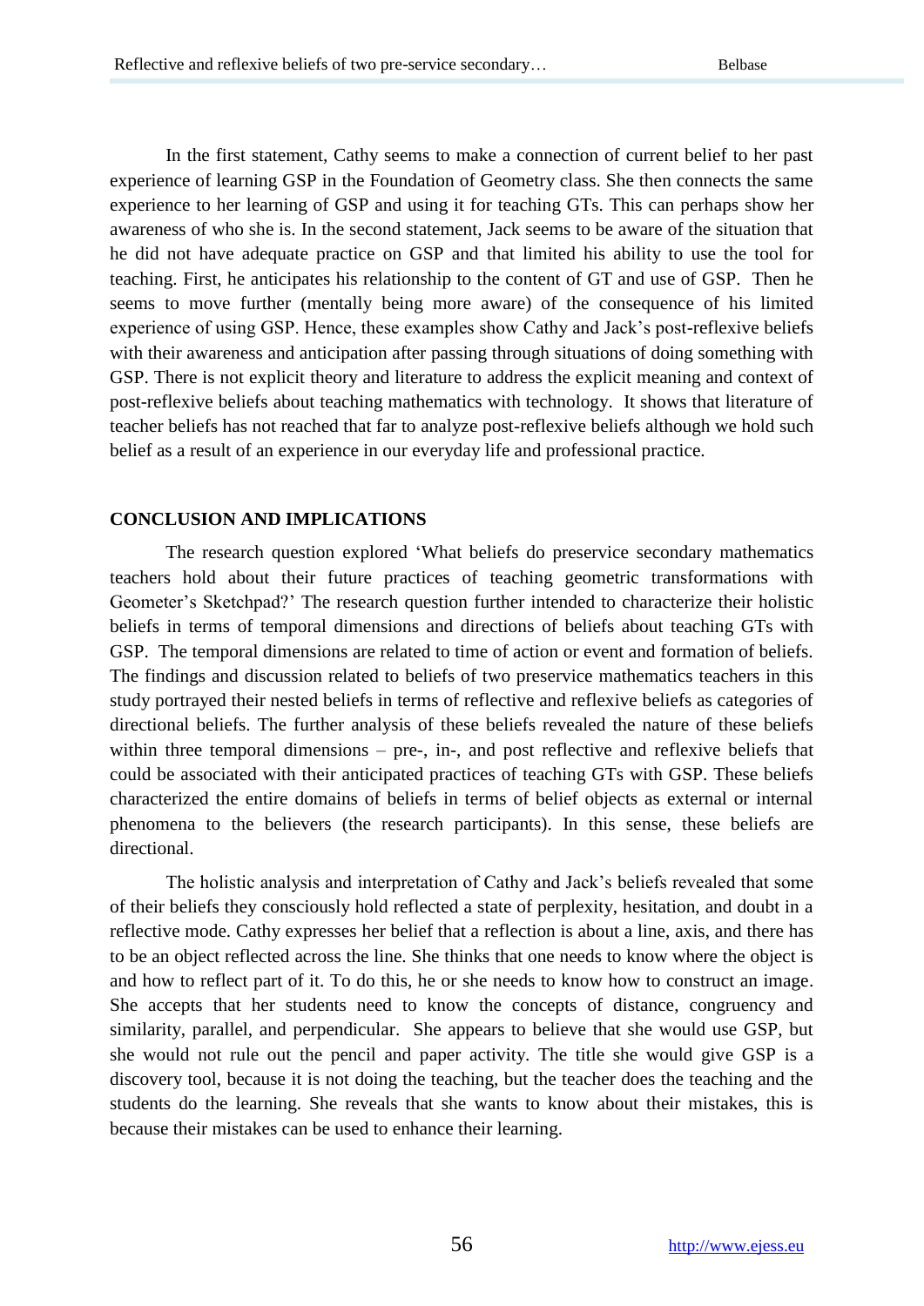In the first statement, Cathy seems to make a connection of current belief to her past experience of learning GSP in the Foundation of Geometry class. She then connects the same experience to her learning of GSP and using it for teaching GTs. This can perhaps show her awareness of who she is. In the second statement, Jack seems to be aware of the situation that he did not have adequate practice on GSP and that limited his ability to use the tool for teaching. First, he anticipates his relationship to the content of GT and use of GSP. Then he seems to move further (mentally being more aware) of the consequence of his limited experience of using GSP. Hence, these examples show Cathy and Jack's post-reflexive beliefs with their awareness and anticipation after passing through situations of doing something with GSP. There is not explicit theory and literature to address the explicit meaning and context of post-reflexive beliefs about teaching mathematics with technology. It shows that literature of teacher beliefs has not reached that far to analyze post-reflexive beliefs although we hold such belief as a result of an experience in our everyday life and professional practice.

## CONCLUSION AND IMPLICATIONS

The research question explored 'What beliefs do preservice secondary mathematics teachers hold about their future practices of teaching geometric transformations with Geometer's Sketchpad?' The research question further intended to characterize their holistic beliefs in terms of temporal dimensions and directions of beliefs about teaching GTs with GSP. The temporal dimensions are related to time of action or event and formation of beliefs. The findings and discussion related to beliefs of two preservice mathematics teachers in this study portrayed their nested beliefs in terms of reflective and reflexive beliefs as categories of directional beliefs. The further analysis of these beliefs revealed the nature of these beliefs within three temporal dimensions – pre-, in-, and post reflective and reflexive beliefs that could be associated with their anticipated practices of teaching GTs with GSP. These beliefs characterized the entire domains of beliefs in terms of belief objects as external or internal phenomena to the believers (the research participants). In this sense, these beliefs are directional.

The holistic analysis and interpretation of Cathy and Jack's beliefs revealed that some of their beliefs they consciously hold reflected a state of perplexity, hesitation, and doubt in a reflective mode. Cathy expresses her belief that a reflection is about a line, axis, and there has to be an object reflected across the line. She thinks that one needs to know where the object is and how to reflect part of it. To do this, he or she needs to know how to construct an image. She accepts that her students need to know the concepts of distance, congruency and similarity, parallel, and perpendicular. She appears to believe that she would use GSP, but she would not rule out the pencil and paper activity. The title she would give GSP is a discovery tool, because it is not doing the teaching, but the teacher does the teaching and the students do the learning. She reveals that she wants to know about their mistakes, this is because their mistakes can be used to enhance their learning.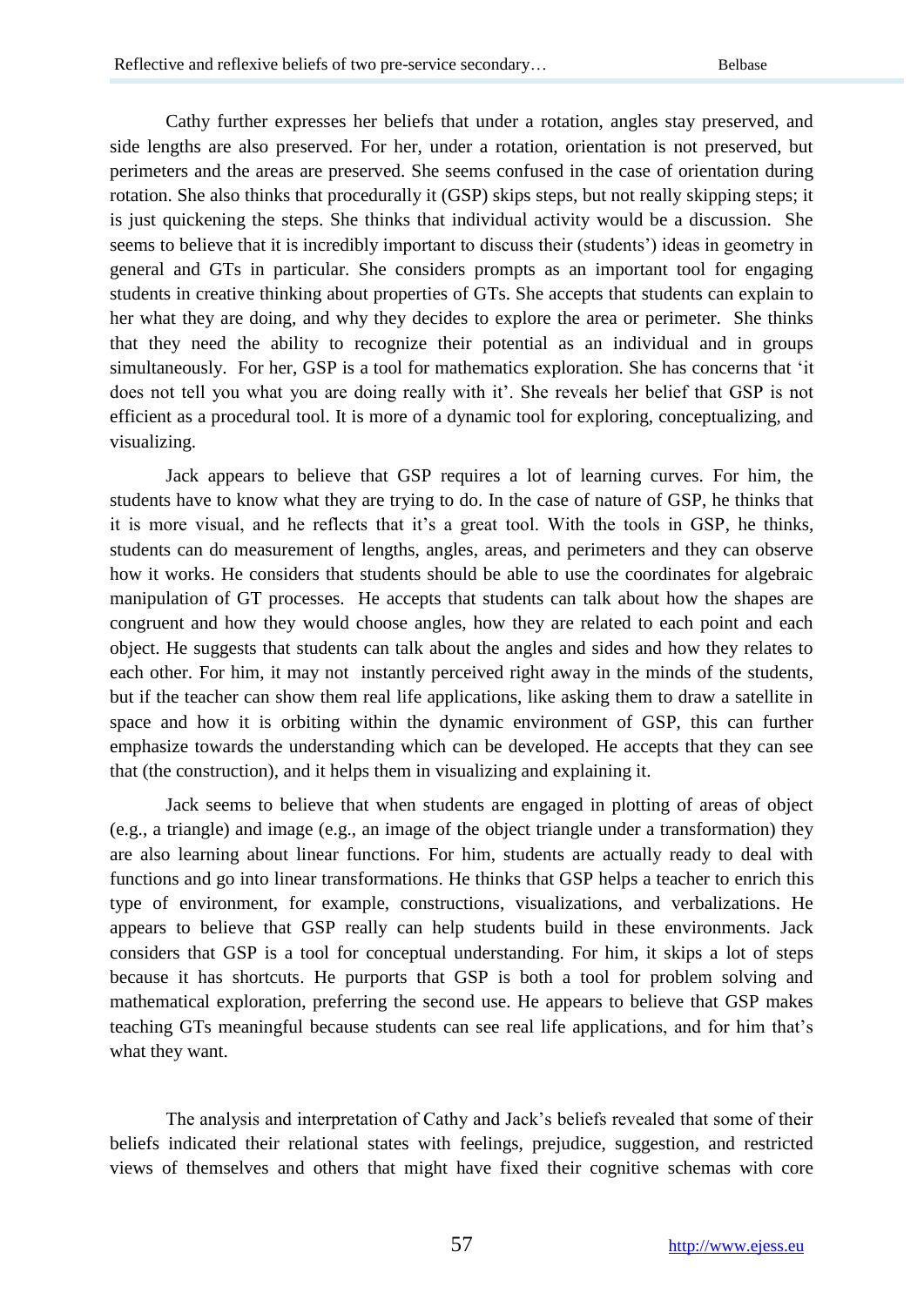Cathy further expresses her beliefs that under a rotation, angles stay preserved, and side lengths are also preserved. For her, under a rotation, orientation is not preserved, but perimeters and the areas are preserved. She seems confused in the case of orientation during rotation. She also thinks that procedurally it (GSP) skips steps, but not really skipping steps; it is just quickening the steps. She thinks that individual activity would be a discussion. She seems to believe that it is incredibly important to discuss their (students') ideas in geometry in general and GTs in particular. She considers prompts as an important tool for engaging students in creative thinking about properties of GTs. She accepts that students can explain to her what they are doing, and why they decides to explore the area or perimeter. She thinks that they need the ability to recognize their potential as an individual and in groups simultaneously. For her, GSP is a tool for mathematics exploration. She has concerns that 'it does not tell you what you are doing really with it'. She reveals her belief that GSP is not efficient as a procedural tool. It is more of a dynamic tool for exploring, conceptualizing, and visualizing.

Jack appears to believe that GSP requires a lot of learning curves. For him, the students have to know what they are trying to do. In the case of nature of GSP, he thinks that it is more visual, and he reflects that it's a great tool. With the tools in GSP, he thinks, students can do measurement of lengths, angles, areas, and perimeters and they can observe how it works. He considers that students should be able to use the coordinates for algebraic manipulation of GT processes. He accepts that students can talk about how the shapes are congruent and how they would choose angles, how they are related to each point and each object. He suggests that students can talk about the angles and sides and how they relates to each other. For him, it may not instantly perceived right away in the minds of the students, but if the teacher can show them real life applications, like asking them to draw a satellite in space and how it is orbiting within the dynamic environment of GSP, this can further emphasize towards the understanding which can be developed. He accepts that they can see that (the construction), and it helps them in visualizing and explaining it.

Jack seems to believe that when students are engaged in plotting of areas of object (e.g., a triangle) and image (e.g., an image of the object triangle under a transformation) they are also learning about linear functions. For him, students are actually ready to deal with functions and go into linear transformations. He thinks that GSP helps a teacher to enrich this type of environment, for example, constructions, visualizations, and verbalizations. He appears to believe that GSP really can help students build in these environments. Jack considers that GSP is a tool for conceptual understanding. For him, it skips a lot of steps because it has shortcuts. He purports that GSP is both a tool for problem solving and mathematical exploration, preferring the second use. He appears to believe that GSP makes teaching GTs meaningful because students can see real life applications, and for him that's what they want.

The analysis and interpretation of Cathy and Jack's beliefs revealed that some of their beliefs indicated their relational states with feelings, prejudice, suggestion, and restricted views of themselves and others that might have fixed their cognitive schemas with core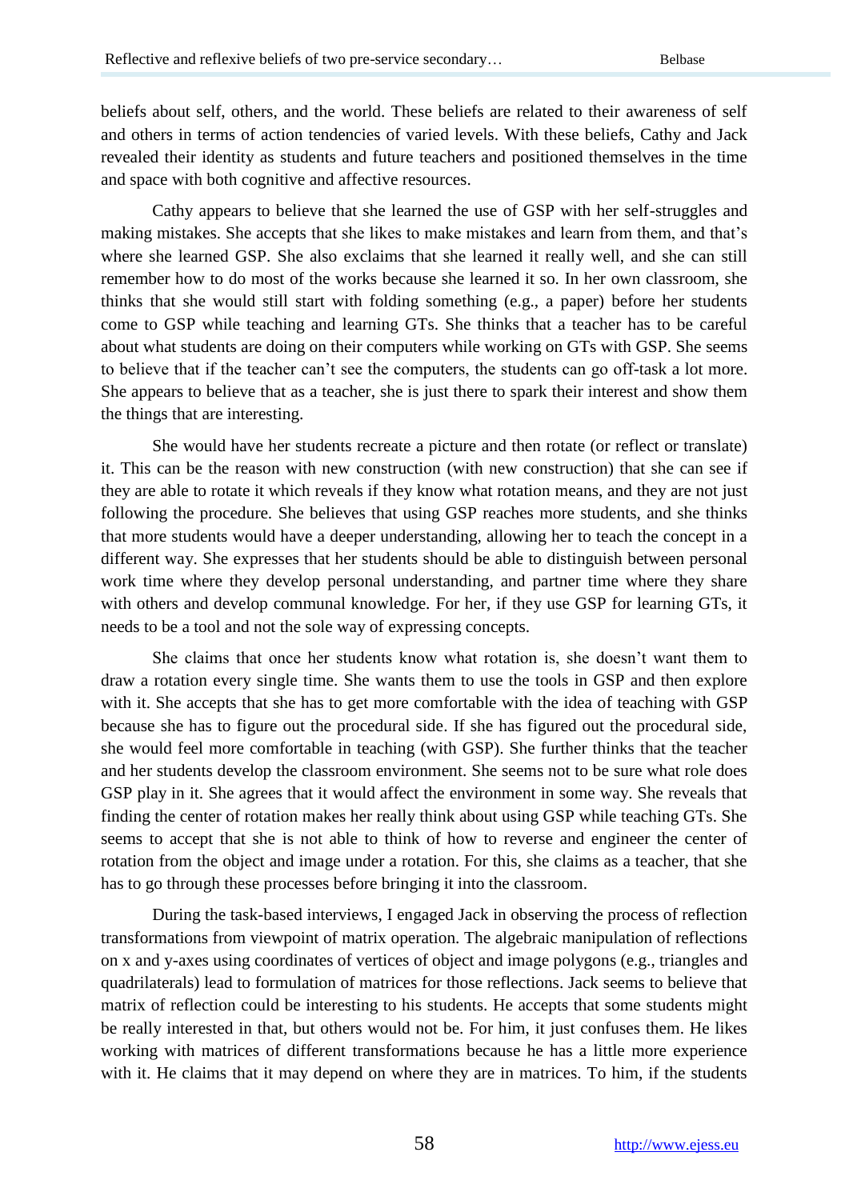beliefs about self, others, and the world. These beliefs are related to their awareness of self and others in terms of action tendencies of varied levels. With these beliefs, Cathy and Jack revealed their identity as students and future teachers and positioned themselves in the time and space with both cognitive and affective resources.

Cathy appears to believe that she learned the use of GSP with her self-struggles and making mistakes. She accepts that she likes to make mistakes and learn from them, and that's where she learned GSP. She also exclaims that she learned it really well, and she can still remember how to do most of the works because she learned it so. In her own classroom, she thinks that she would still start with folding something (e.g., a paper) before her students come to GSP while teaching and learning GTs. She thinks that a teacher has to be careful about what students are doing on their computers while working on GTs with GSP. She seems to believe that if the teacher can't see the computers, the students can go off-task a lot more. She appears to believe that as a teacher, she is just there to spark their interest and show them the things that are interesting.

She would have her students recreate a picture and then rotate (or reflect or translate) it. This can be the reason with new construction (with new construction) that she can see if they are able to rotate it which reveals if they know what rotation means, and they are not just following the procedure. She believes that using GSP reaches more students, and she thinks that more students would have a deeper understanding, allowing her to teach the concept in a different way. She expresses that her students should be able to distinguish between personal work time where they develop personal understanding, and partner time where they share with others and develop communal knowledge. For her, if they use GSP for learning GTs, it needs to be a tool and not the sole way of expressing concepts.

She claims that once her students know what rotation is, she doesn't want them to draw a rotation every single time. She wants them to use the tools in GSP and then explore with it. She accepts that she has to get more comfortable with the idea of teaching with GSP because she has to figure out the procedural side. If she has figured out the procedural side, she would feel more comfortable in teaching (with GSP). She further thinks that the teacher and her students develop the classroom environment. She seems not to be sure what role does GSP play in it. She agrees that it would affect the environment in some way. She reveals that finding the center of rotation makes her really think about using GSP while teaching GTs. She seems to accept that she is not able to think of how to reverse and engineer the center of rotation from the object and image under a rotation. For this, she claims as a teacher, that she has to go through these processes before bringing it into the classroom.

During the task-based interviews, I engaged Jack in observing the process of reflection transformations from viewpoint of matrix operation. The algebraic manipulation of reflections on x and y-axes using coordinates of vertices of object and image polygons (e.g., triangles and quadrilaterals) lead to formulation of matrices for those reflections. Jack seems to believe that matrix of reflection could be interesting to his students. He accepts that some students might be really interested in that, but others would not be. For him, it just confuses them. He likes working with matrices of different transformations because he has a little more experience with it. He claims that it may depend on where they are in matrices. To him, if the students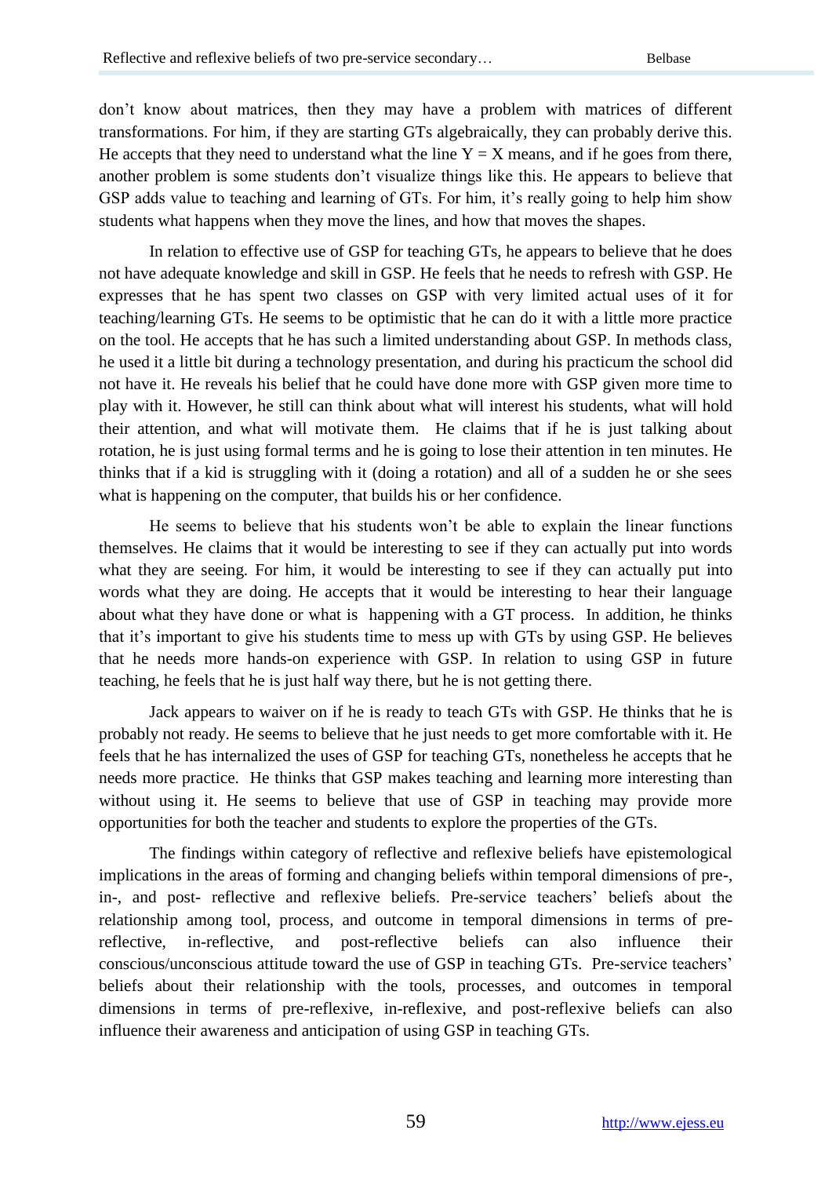don't know about matrices, then they may have a problem with matrices of different transformations. For him, if they are starting GTs algebraically, they can probably derive this. He accepts that they need to understand what the line $Y = X$ means, and if he goes from there, another problem is some students don't visualize things like this. He appears to believe that GSP adds value to teaching and learning of GTs. For him, it's really going to help him show students what happens when they move the lines, and how that moves the shapes.

In relation to effective use of GSP for teaching GTs, he appears to believe that he does not have adequate knowledge and skill in GSP. He feels that he needs to refresh with GSP. He expresses that he has spent two classes on GSP with very limited actual uses of it for teaching/learning GTs. He seems to be optimistic that he can do it with a little more practice on the tool. He accepts that he has such a limited understanding about GSP. In methods class, he used it a little bit during a technology presentation, and during his practicum the school did not have it. He reveals his belief that he could have done more with GSP given more time to play with it. However, he still can think about what will interest his students, what will hold their attention, and what will motivate them. He claims that if he is just talking about rotation, he is just using formal terms and he is going to lose their attention in ten minutes. He thinks that if a kid is struggling with it (doing a rotation) and all of a sudden he or she sees what is happening on the computer, that builds his or her confidence.

He seems to believe that his students won't be able to explain the linear functions themselves. He claims that it would be interesting to see if they can actually put into words what they are seeing. For him, it would be interesting to see if they can actually put into words what they are doing. He accepts that it would be interesting to hear their language about what they have done or what is happening with a GT process. In addition, he thinks that it's important to give his students time to mess up with GTs by using GSP. He believes that he needs more hands-on experience with GSP. In relation to using GSP in future teaching, he feels that he is just half way there, but he is not getting there.

Jack appears to waiver on if he is ready to teach GTs with GSP. He thinks that he is probably not ready. He seems to believe that he just needs to get more comfortable with it. He feels that he has internalized the uses of GSP for teaching GTs, nonetheless he accepts that he needs more practice. He thinks that GSP makes teaching and learning more interesting than without using it. He seems to believe that use of GSP in teaching may provide more opportunities for both the teacher and students to explore the properties of the GTs.

The findings within category of reflective and reflexive beliefs have epistemological implications in the areas of forming and changing beliefs within temporal dimensions of pre-, in-, and post- reflective and reflexive beliefs. Pre-service teachers' beliefs about the relationship among tool, process, and outcome in temporal dimensions in terms of pre-reflective, in-reflective, and post-reflective beliefs can also influence their conscious/unconscious attitude toward the use of GSP in teaching GTs. Pre-service teachers' beliefs about their relationship with the tools, processes, and outcomes in temporal dimensions in terms of pre-reflexive, in-reflexive, and post-reflexive beliefs can also influence their awareness and anticipation of using GSP in teaching GTs.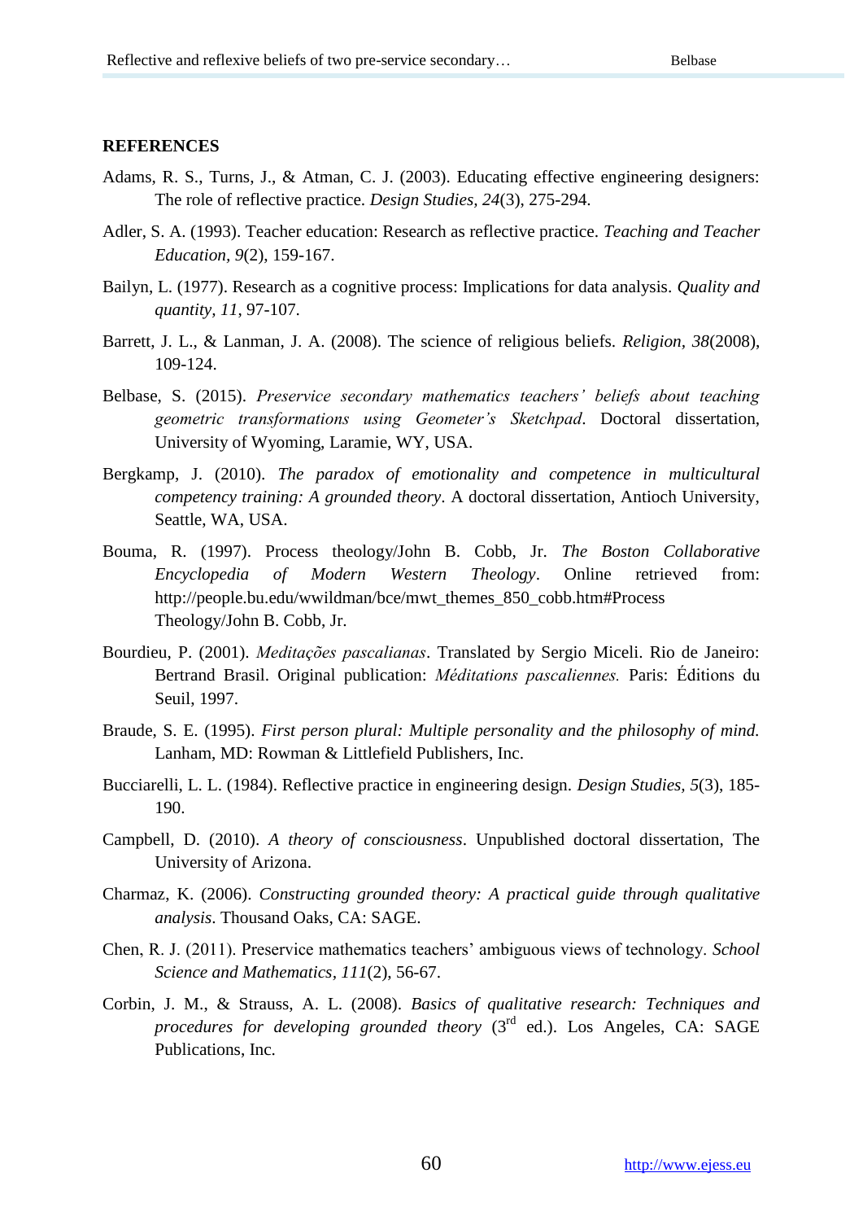## REFERENCES

Adams, R. S., Turns, J., & Atman, C. J. (2003). Educating effective engineering designers: The role of reflective practice. *Design Studies, 24*(3), 275-294.

Adler, S. A. (1993). Teacher education: Research as reflective practice. *Teaching and Teacher Education, 9*(2), 159-167.

Bailyn, L. (1977). Research as a cognitive process: Implications for data analysis. *Quality and quantity, 11*, 97-107.

Barrett, J. L., & Lanman, J. A. (2008). The science of religious beliefs. *Religion, 38*(2008), 109-124.

Belbase, S. (2015). *Preservice secondary mathematics teachers' beliefs about teaching geometric transformations using Geometer's Sketchpad*. Doctoral dissertation, University of Wyoming, Laramie, WY, USA.

Bergkamp, J. (2010). *The paradox of emotionality and competence in multicultural competency training: A grounded theory*. A doctoral dissertation, Antioch University, Seattle, WA, USA.

Bouma, R. (1997). Process theology/John B. Cobb, Jr. *The Boston Collaborative Encyclopedia of Modern Western Theology*. Online retrieved from: http://people.bu.edu/wwildman/bce/mwt_themes_850_cobb.htm#Process Theology/John B. Cobb, Jr.

Bourdieu, P. (2001). *Meditações pascalianas*. Translated by Sergio Miceli. Rio de Janeiro: Bertrand Brasil. Original publication: *Méditations pascaliennes.* Paris: Éditions du Seuil, 1997.

Braude, S. E. (1995). *First person plural: Multiple personality and the philosophy of mind.* Lanham, MD: Rowman & Littlefield Publishers, Inc.

Bucciarelli, L. L. (1984). Reflective practice in engineering design. *Design Studies, 5*(3), 185-190.

Campbell, D. (2010). *A theory of consciousness*. Unpublished doctoral dissertation, The University of Arizona.

Charmaz, K. (2006). *Constructing grounded theory: A practical guide through qualitative analysis*. Thousand Oaks, CA: SAGE.

Chen, R. J. (2011). Preservice mathematics teachers' ambiguous views of technology. *School Science and Mathematics, 111*(2), 56-67.

Corbin, J. M., & Strauss, A. L. (2008). *Basics of qualitative research: Techniques and procedures for developing grounded theory* (3rd ed.). Los Angeles, CA: SAGE Publications, Inc.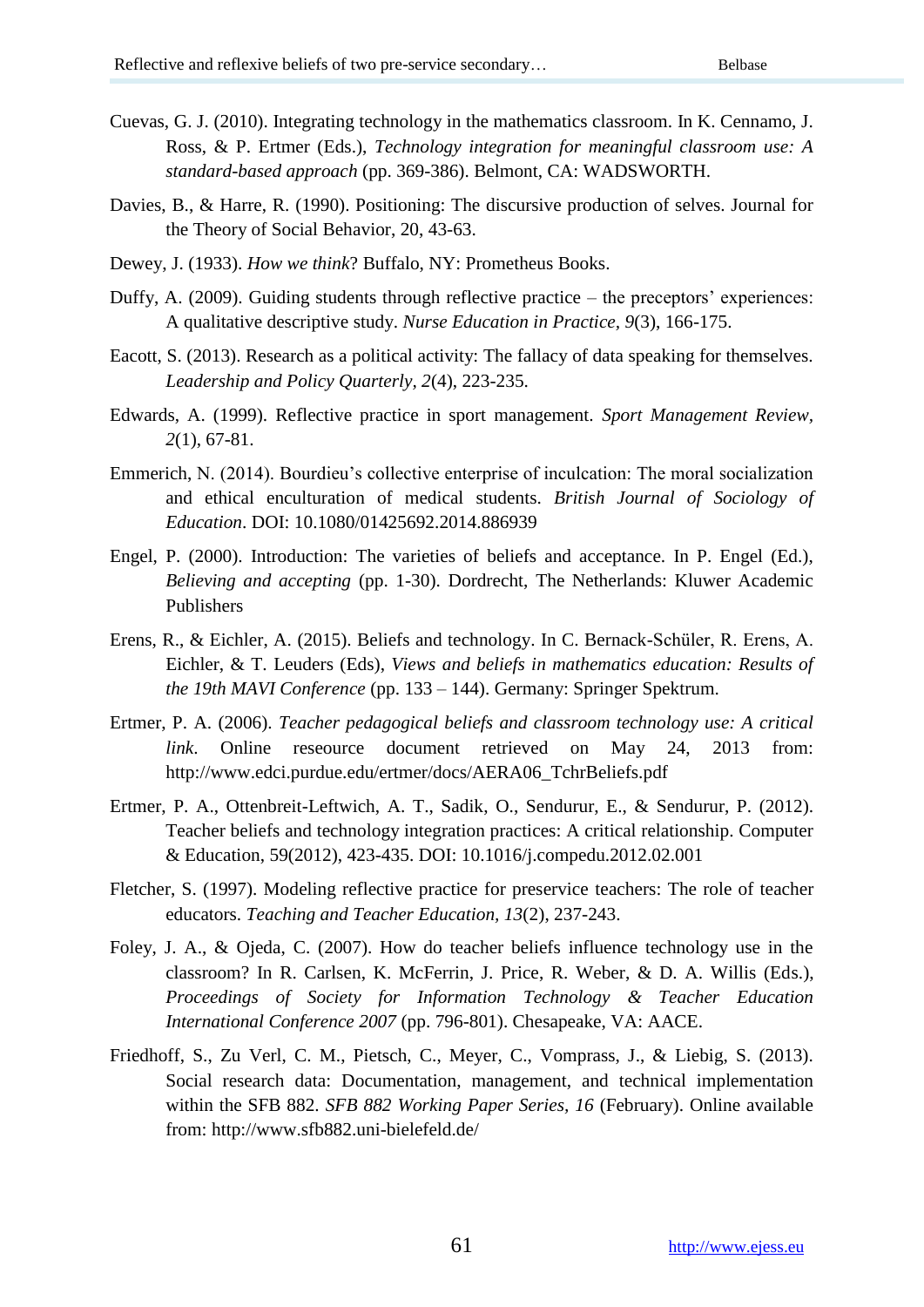Cuevas, G. J. (2010). Integrating technology in the mathematics classroom. In K. Cennamo, J. Ross, & P. Ertmer (Eds.), *Technology integration for meaningful classroom use: A standard-based approach* (pp. 369-386). Belmont, CA: WADSWORTH.

Davies, B., & Harre, R. (1990). Positioning: The discursive production of selves. Journal for the Theory of Social Behavior, 20, 43-63.

Dewey, J. (1933). *How we think*? Buffalo, NY: Prometheus Books.

Duffy, A. (2009). Guiding students through reflective practice – the preceptors' experiences: A qualitative descriptive study. *Nurse Education in Practice, 9*(3), 166-175.

Eacott, S. (2013). Research as a political activity: The fallacy of data speaking for themselves. *Leadership and Policy Quarterly, 2*(4), 223-235.

Edwards, A. (1999). Reflective practice in sport management. *Sport Management Review, 2*(1), 67-81.

Emmerich, N. (2014). Bourdieu's collective enterprise of inculcation: The moral socialization and ethical enculturation of medical students. *British Journal of Sociology of Education*. DOI: 10.1080/01425692.2014.886939

Engel, P. (2000). Introduction: The varieties of beliefs and acceptance. In P. Engel (Ed.), *Believing and accepting* (pp. 1-30). Dordrecht, The Netherlands: Kluwer Academic Publishers

Erens, R., & Eichler, A. (2015). Beliefs and technology. In C. Bernack-Schüler, R. Erens, A. Eichler, & T. Leuders (Eds), *Views and beliefs in mathematics education: Results of the 19th MAVI Conference* (pp. 133 – 144). Germany: Springer Spektrum.

Ertmer, P. A. (2006). *Teacher pedagogical beliefs and classroom technology use: A critical link*. Online reseource document retrieved on May 24, 2013 from: http://www.edci.purdue.edu/ertmer/docs/AERA06_TchrBeliefs.pdf

Ertmer, P. A., Ottenbreit-Leftwich, A. T., Sadik, O., Sendurur, E., & Sendurur, P. (2012). Teacher beliefs and technology integration practices: A critical relationship. Computer & Education, 59(2012), 423-435. DOI: 10.1016/j.compedu.2012.02.001

Fletcher, S. (1997). Modeling reflective practice for preservice teachers: The role of teacher educators. *Teaching and Teacher Education, 13*(2), 237-243.

Foley, J. A., & Ojeda, C. (2007). How do teacher beliefs influence technology use in the classroom? In R. Carlsen, K. McFerrin, J. Price, R. Weber, & D. A. Willis (Eds.), *Proceedings of Society for Information Technology & Teacher Education International Conference 2007* (pp. 796-801). Chesapeake, VA: AACE.

Friedhoff, S., Zu Verl, C. M., Pietsch, C., Meyer, C., Vomprass, J., & Liebig, S. (2013). Social research data: Documentation, management, and technical implementation within the SFB 882. *SFB 882 Working Paper Series, 16* (February). Online available from: http://www.sfb882.uni-bielefeld.de/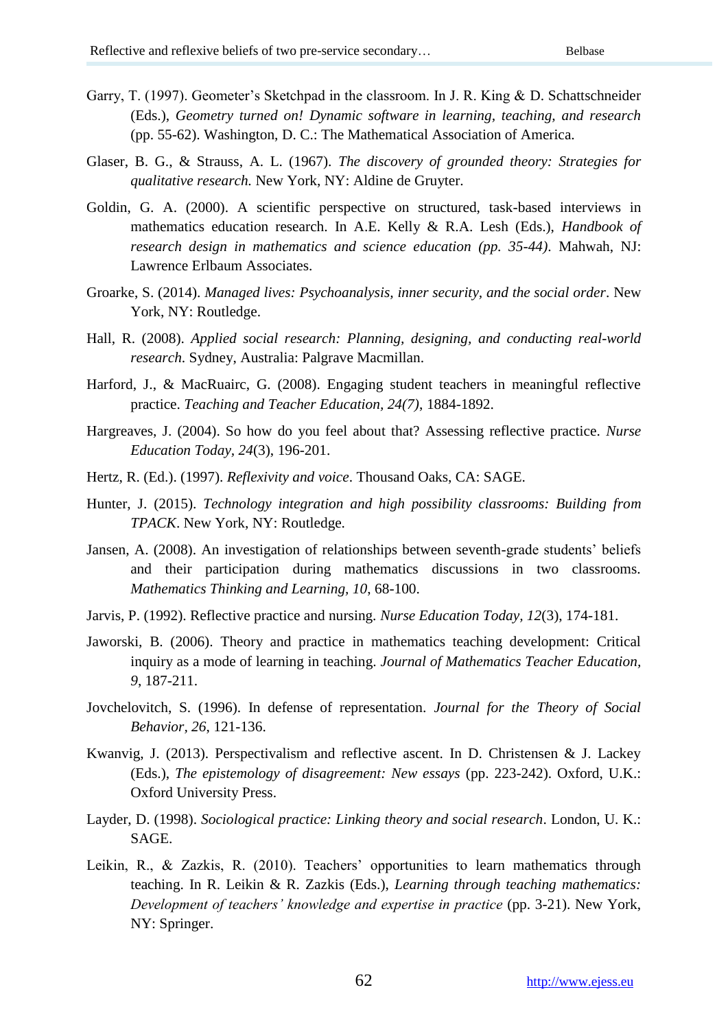Garry, T. (1997). Geometer's Sketchpad in the classroom. In J. R. King & D. Schattschneider (Eds.), *Geometry turned on! Dynamic software in learning, teaching, and research* (pp. 55-62). Washington, D. C.: The Mathematical Association of America.

Glaser, B. G., & Strauss, A. L. (1967). *The discovery of grounded theory: Strategies for qualitative research.* New York, NY: Aldine de Gruyter.

Goldin, G. A. (2000). A scientific perspective on structured, task-based interviews in mathematics education research. In A.E. Kelly & R.A. Lesh (Eds.), *Handbook of research design in mathematics and science education (pp. 35-44)*. Mahwah, NJ: Lawrence Erlbaum Associates.

Groarke, S. (2014). *Managed lives: Psychoanalysis, inner security, and the social order*. New York, NY: Routledge.

Hall, R. (2008). *Applied social research: Planning, designing, and conducting real-world research*. Sydney, Australia: Palgrave Macmillan.

Harford, J., & MacRuairc, G. (2008). Engaging student teachers in meaningful reflective practice. *Teaching and Teacher Education, 24(7)*, 1884-1892.

Hargreaves, J. (2004). So how do you feel about that? Assessing reflective practice. *Nurse Education Today, 24*(3), 196-201.

Hertz, R. (Ed.). (1997). *Reflexivity and voice*. Thousand Oaks, CA: SAGE.

Hunter, J. (2015). *Technology integration and high possibility classrooms: Building from TPACK*. New York, NY: Routledge.

Jansen, A. (2008). An investigation of relationships between seventh-grade students' beliefs and their participation during mathematics discussions in two classrooms. *Mathematics Thinking and Learning, 10*, 68-100.

Jarvis, P. (1992). Reflective practice and nursing. *Nurse Education Today, 12*(3), 174-181.

Jaworski, B. (2006). Theory and practice in mathematics teaching development: Critical inquiry as a mode of learning in teaching. *Journal of Mathematics Teacher Education, 9*, 187-211.

Jovchelovitch, S. (1996). In defense of representation. *Journal for the Theory of Social Behavior, 26*, 121-136.

Kwanvig, J. (2013). Perspectivalism and reflective ascent. In D. Christensen & J. Lackey (Eds.), *The epistemology of disagreement: New essays* (pp. 223-242). Oxford, U.K.: Oxford University Press.

Layder, D. (1998). *Sociological practice: Linking theory and social research*. London, U. K.: SAGE.

Leikin, R., & Zazkis, R. (2010). Teachers' opportunities to learn mathematics through teaching. In R. Leikin & R. Zazkis (Eds.), *Learning through teaching mathematics: Development of teachers' knowledge and expertise in practice* (pp. 3-21). New York, NY: Springer.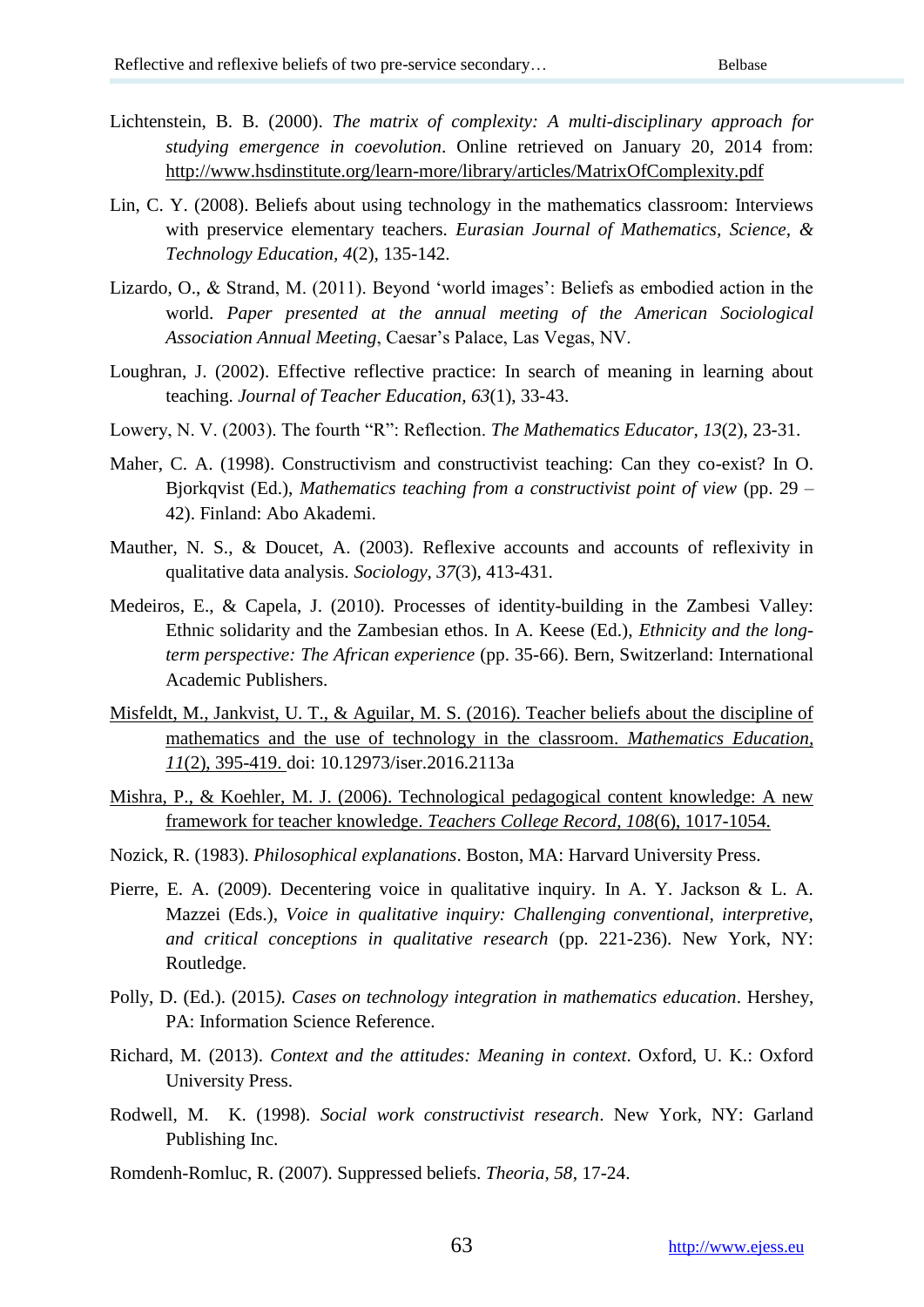Lichtenstein, B. B. (2000). *The matrix of complexity: A multi-disciplinary approach for studying emergence in coevolution*. Online retrieved on January 20, 2014 from: http://www.hsdinstitute.org/learn-more/library/articles/MatrixOfComplexity.pdf

Lin, C. Y. (2008). Beliefs about using technology in the mathematics classroom: Interviews with preservice elementary teachers. *Eurasian Journal of Mathematics, Science, & Technology Education, 4*(2), 135-142.

Lizardo, O., & Strand, M. (2011). Beyond 'world images': Beliefs as embodied action in the world. *Paper presented at the annual meeting of the American Sociological Association Annual Meeting*, Caesar's Palace, Las Vegas, NV.

Loughran, J. (2002). Effective reflective practice: In search of meaning in learning about teaching. *Journal of Teacher Education, 63*(1), 33-43.

Lowery, N. V. (2003). The fourth "R": Reflection. *The Mathematics Educator, 13*(2), 23-31.

Maher, C. A. (1998). Constructivism and constructivist teaching: Can they co-exist? In O. Bjorkqvist (Ed.), *Mathematics teaching from a constructivist point of view* (pp. 29 – 42). Finland: Abo Akademi.

Mauther, N. S., & Doucet, A. (2003). Reflexive accounts and accounts of reflexivity in qualitative data analysis. *Sociology, 37*(3), 413-431.

Medeiros, E., & Capela, J. (2010). Processes of identity-building in the Zambesi Valley: Ethnic solidarity and the Zambesian ethos. In A. Keese (Ed.), *Ethnicity and the long-term perspective: The African experience* (pp. 35-66). Bern, Switzerland: International Academic Publishers.

Misfeldt, M., Jankvist, U. T., & Aguilar, M. S. (2016). Teacher beliefs about the discipline of mathematics and the use of technology in the classroom. *Mathematics Education, 11*(2), 395-419. doi: 10.12973/iser.2016.2113a

Mishra, P., & Koehler, M. J. (2006). Technological pedagogical content knowledge: A new framework for teacher knowledge. *Teachers College Record, 108*(6), 1017-1054.

Nozick, R. (1983). *Philosophical explanations*. Boston, MA: Harvard University Press.

Pierre, E. A. (2009). Decentering voice in qualitative inquiry. In A. Y. Jackson & L. A. Mazzei (Eds.), *Voice in qualitative inquiry: Challenging conventional, interpretive, and critical conceptions in qualitative research* (pp. 221-236). New York, NY: Routledge.

Polly, D. (Ed.). (2015). *Cases on technology integration in mathematics education*. Hershey, PA: Information Science Reference.

Richard, M. (2013). *Context and the attitudes: Meaning in context*. Oxford, U. K.: Oxford University Press.

Rodwell, M. K. (1998). *Social work constructivist research*. New York, NY: Garland Publishing Inc.

Romdenh-Romluc, R. (2007). Suppressed beliefs. *Theoria, 58*, 17-24.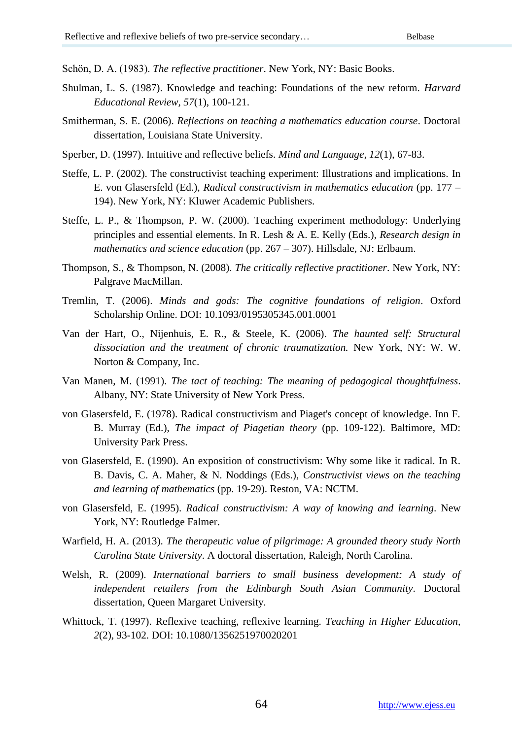Schön, D. A. (1983). *The reflective practitioner*. New York, NY: Basic Books.

Shulman, L. S. (1987). Knowledge and teaching: Foundations of the new reform. *Harvard Educational Review, 57*(1), 100-121.

Smitherman, S. E. (2006). *Reflections on teaching a mathematics education course*. Doctoral dissertation, Louisiana State University.

Sperber, D. (1997). Intuitive and reflective beliefs. *Mind and Language, 12*(1), 67-83.

Steffe, L. P. (2002). The constructivist teaching experiment: Illustrations and implications. In E. von Glasersfeld (Ed.), *Radical constructivism in mathematics education* (pp. 177 – 194). New York, NY: Kluwer Academic Publishers.

Steffe, L. P., & Thompson, P. W. (2000). Teaching experiment methodology: Underlying principles and essential elements. In R. Lesh & A. E. Kelly (Eds.), *Research design in mathematics and science education* (pp. 267 – 307). Hillsdale, NJ: Erlbaum.

Thompson, S., & Thompson, N. (2008). *The critically reflective practitioner*. New York, NY: Palgrave MacMillan.

Tremlin, T. (2006). *Minds and gods: The cognitive foundations of religion*. Oxford Scholarship Online. DOI: 10.1093/0195305345.001.0001

Van der Hart, O., Nijenhuis, E. R., & Steele, K. (2006). *The haunted self: Structural dissociation and the treatment of chronic traumatization.* New York, NY: W. W. Norton & Company, Inc.

Van Manen, M. (1991). *The tact of teaching: The meaning of pedagogical thoughtfulness*. Albany, NY: State University of New York Press.

von Glasersfeld, E. (1978). Radical constructivism and Piaget's concept of knowledge. Inn F. B. Murray (Ed.), *The impact of Piagetian theory* (pp. 109-122). Baltimore, MD: University Park Press.

von Glasersfeld, E. (1990). An exposition of constructivism: Why some like it radical. In R. B. Davis, C. A. Maher, & N. Noddings (Eds.), *Constructivist views on the teaching and learning of mathematics* (pp. 19-29). Reston, VA: NCTM.

von Glasersfeld, E. (1995). *Radical constructivism: A way of knowing and learning*. New York, NY: Routledge Falmer.

Warfield, H. A. (2013). *The therapeutic value of pilgrimage: A grounded theory study North Carolina State University*. A doctoral dissertation, Raleigh, North Carolina.

Welsh, R. (2009). *International barriers to small business development: A study of independent retailers from the Edinburgh South Asian Community*. Doctoral dissertation, Queen Margaret University.

Whittock, T. (1997). Reflexive teaching, reflexive learning. *Teaching in Higher Education, 2*(2), 93-102. DOI: 10.1080/1356251970020201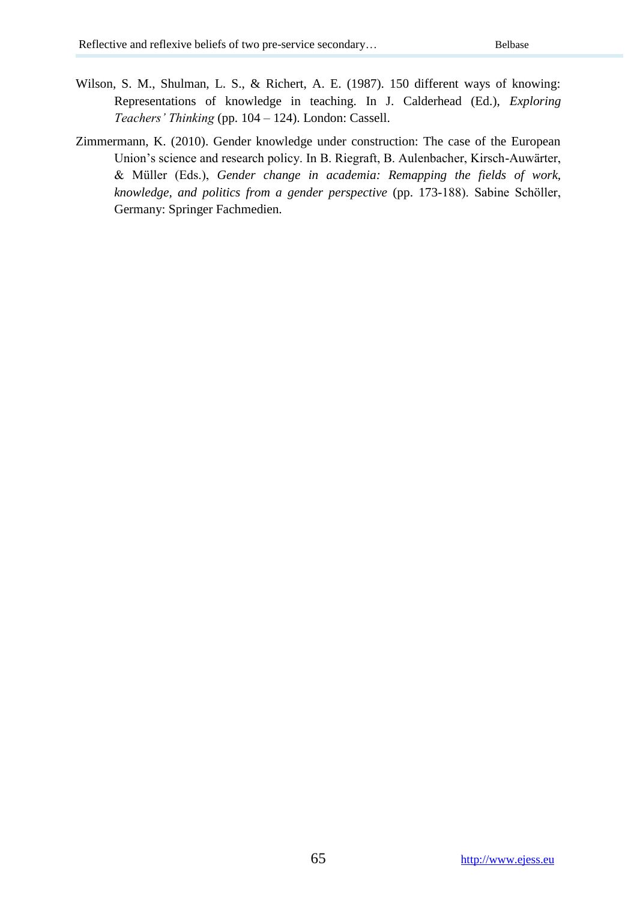Wilson, S. M., Shulman, L. S., & Richert, A. E. (1987). 150 different ways of knowing: Representations of knowledge in teaching. In J. Calderhead (Ed.), *Exploring Teachers' Thinking* (pp. 104 – 124). London: Cassell.

Zimmermann, K. (2010). Gender knowledge under construction: The case of the European Union's science and research policy. In B. Riegraft, B. Aulenbacher, Kirsch-Auwärter, & Müller (Eds.), *Gender change in academia: Remapping the fields of work, knowledge, and politics from a gender perspective* (pp. 173-188). Sabine Schöller, Germany: Springer Fachmedien.